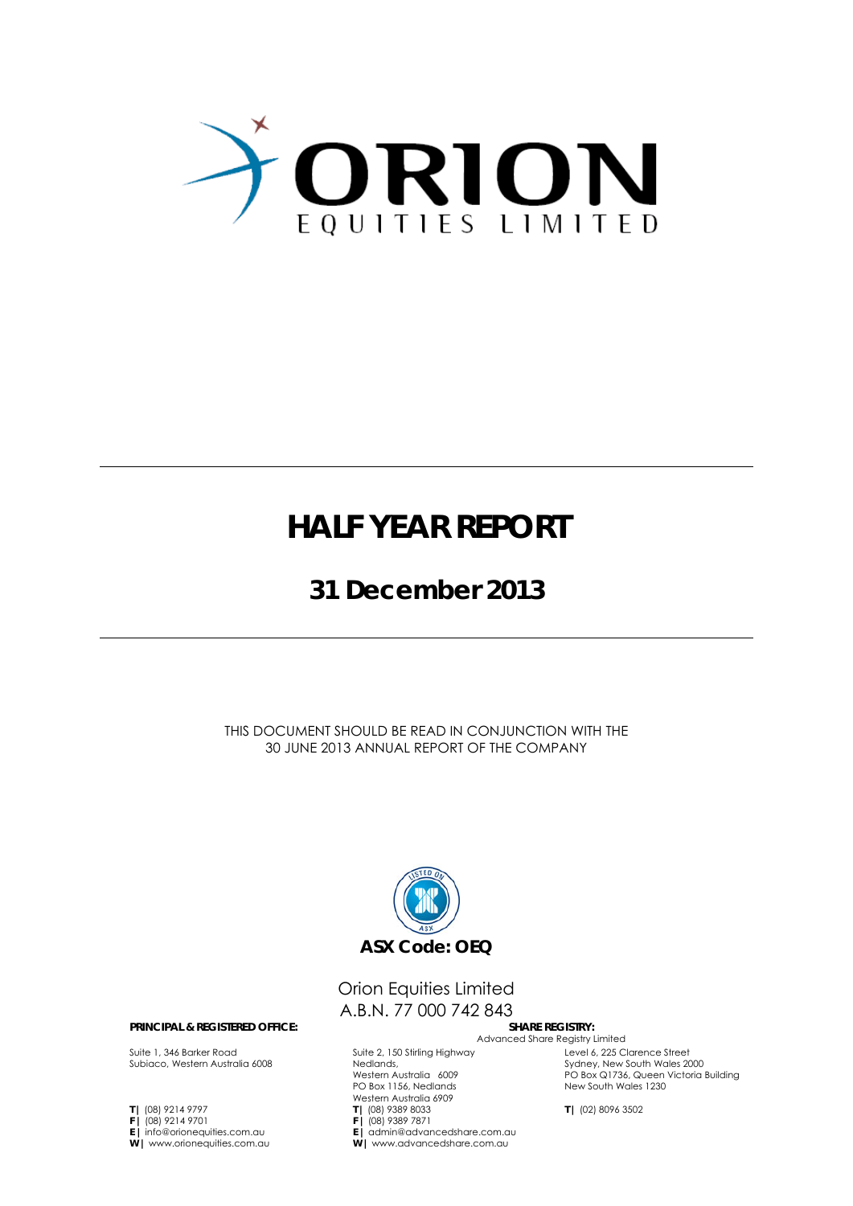ORION

EQUITIES LIMITED

# HALF YEAR REPORT

## 31 December 2013

THIS DOCUMENT SHOULD BE READ IN CONJUNCTION WITH THE
30 JUNE 2013 ANNUAL REPORT OF THE COMPANY

**ASX Code: OEQ**

Orion Equities Limited
A.B.N. 77 000 742 843

**PRINCIPAL & REGISTERED OFFICE:**

Suite 1, 346 Barker Road
Subiaco, Western Australia 6008

**T|** (08) 9214 9797
**F|** (08) 9214 9701
**E|** info@orionequities.com.au
**W|** www.orionequities.com.au

**SHARE REGISTRY:**

Advanced Share Registry Limited

Suite 2, 150 Stirling Highway
Nedlands,
Western Australia 6009
PO Box 1156, Nedlands
Western Australia 6909
**T|** (08) 9389 8033
**F|** (08) 9389 7871
**E|** admin@advancedshare.com.au
**W|** www.advancedshare.com.au

Level 6, 225 Clarence Street
Sydney, New South Wales 2000
PO Box Q1736, Queen Victoria Building
New South Wales 1230

**T|** (02) 8096 3502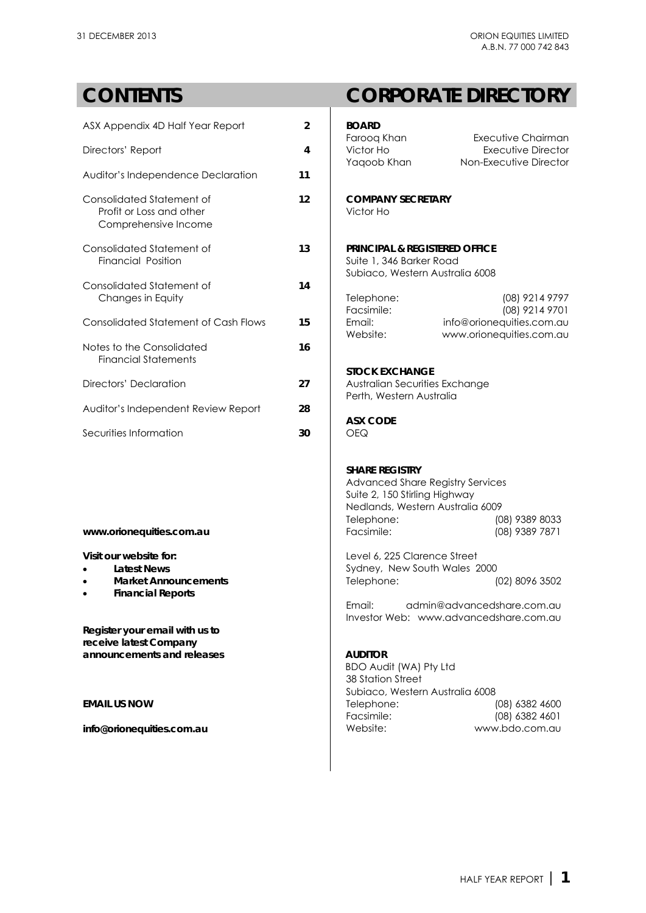# CONTENTS

| | |
|---|---|
| ASX Appendix 4D Half Year Report | **2** |
| Directors' Report | **4** |
| Auditor's Independence Declaration | **11** |
| Consolidated Statement of Profit or Loss and other Comprehensive Income | **12** |
| Consolidated Statement of Financial Position | **13** |
| Consolidated Statement of Changes in Equity | **14** |
| Consolidated Statement of Cash Flows | **15** |
| Notes to the Consolidated Financial Statements | **16** |
| Directors' Declaration | **27** |
| Auditor's Independent Review Report | **28** |
| Securities Information | **30** |

**www.orionequities.com.au**

**Visit our website for:**

- **Latest News**
- **Market Announcements**
- **Financial Reports**

**Register your email with us to receive latest Company announcements and releases**

**EMAIL US NOW**

**info@orionequities.com.au**

# CORPORATE DIRECTORY

**BOARD**

| | |
|---|---|
| Farooq Khan | Executive Chairman |
| Victor Ho | Executive Director |
| Yaqoob Khan | Non-Executive Director |

**COMPANY SECRETARY**

Victor Ho

**PRINCIPAL & REGISTERED OFFICE**

Suite 1, 346 Barker Road
Subiaco, Western Australia 6008

| | |
|---|---|
| Telephone: | (08) 9214 9797 |
| Facsimile: | (08) 9214 9701 |
| Email: | info@orionequities.com.au |
| Website: | www.orionequities.com.au |

**STOCK EXCHANGE**

Australian Securities Exchange
Perth, Western Australia

**ASX CODE**

OEQ

**SHARE REGISTRY**

Advanced Share Registry Services
Suite 2, 150 Stirling Highway
Nedlands, Western Australia 6009

| | |
|---|---|
| Telephone: | (08) 9389 8033 |
| Facsimile: | (08) 9389 7871 |

Level 6, 225 Clarence Street
Sydney, New South Wales 2000

| | |
|---|---|
| Telephone: | (02) 8096 3502 |

Email: admin@advancedshare.com.au
Investor Web: www.advancedshare.com.au

**AUDITOR**

BDO Audit (WA) Pty Ltd
38 Station Street
Subiaco, Western Australia 6008

| | |
|---|---|
| Telephone: | (08) 6382 4600 |
| Facsimile: | (08) 6382 4601 |
| Website: | www.bdo.com.au |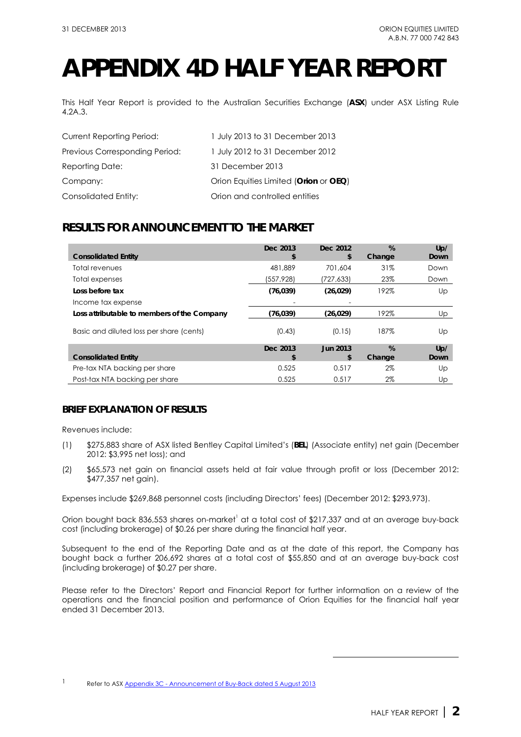# APPENDIX 4D HALF YEAR REPORT

This Half Year Report is provided to the Australian Securities Exchange (**ASX**) under ASX Listing Rule 4.2A.3.

| | |
|---|---|
| Current Reporting Period: | 1 July 2013 to 31 December 2013 |
| Previous Corresponding Period: | 1 July 2012 to 31 December 2012 |
| Reporting Date: | 31 December 2013 |
| Company: | Orion Equities Limited (**Orion** or **OEQ**) |
| Consolidated Entity: | Orion and controlled entities |

## RESULTS FOR ANNOUNCEMENT TO THE MARKET

| Consolidated Entity | Dec 2013 $ | Dec 2012 $ | % Change | Up/ Down |
|---|---|---|---|---|
| Total revenues | 481,889 | 701,604 | 31% | Down |
| Total expenses | (557,928) | (727,633) | 23% | Down |
| **Loss before tax** | **(76,039)** | **(26,029)** | 192% | Up |
| Income tax expense | - | - | | |
| **Loss attributable to members of the Company** | **(76,039)** | **(26,029)** | 192% | Up |
| Basic and diluted loss per share (cents) | (0.43) | (0.15) | 187% | Up |

| Consolidated Entity | Dec 2013 $ | Jun 2013 $ | % Change | Up/ Down |
|---|---|---|---|---|
| Pre-tax NTA backing per share | 0.525 | 0.517 | 2% | Up |
| Post-tax NTA backing per share | 0.525 | 0.517 | 2% | Up |

### BRIEF EXPLANATION OF RESULTS

Revenues include:

(1) $275,883 share of ASX listed Bentley Capital Limited's (**BEL**) (Associate entity) net gain (December 2012: $3,995 net loss); and

(2) $65,573 net gain on financial assets held at fair value through profit or loss (December 2012: $477,357 net gain).

Expenses include $269,868 personnel costs (including Directors' fees) (December 2012: $293,973).

Orion bought back 836,553 shares on-market[1] at a total cost of $217,337 and at an average buy-back cost (including brokerage) of $0.26 per share during the financial half year.

Subsequent to the end of the Reporting Date and as at the date of this report, the Company has bought back a further 206,692 shares at a total cost of $55,850 and at an average buy-back cost (including brokerage) of $0.27 per share.

Please refer to the Directors' Report and Financial Report for further information on a review of the operations and the financial position and performance of Orion Equities for the financial half year ended 31 December 2013.

[1] Refer to ASX Appendix 3C - Announcement of Buy-Back dated 5 August 2013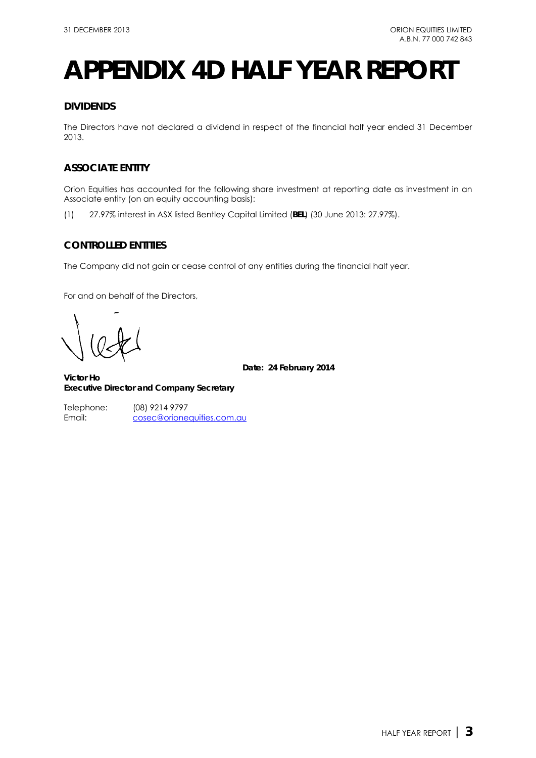# APPENDIX 4D HALF YEAR REPORT

## DIVIDENDS

The Directors have not declared a dividend in respect of the financial half year ended 31 December 2013.

## ASSOCIATE ENTITY

Orion Equities has accounted for the following share investment at reporting date as investment in an Associate entity (on an equity accounting basis):

(1) 27.97% interest in ASX listed Bentley Capital Limited (**BEL**) (30 June 2013: 27.97%).

## CONTROLLED ENTITIES

The Company did not gain or cease control of any entities during the financial half year.

For and on behalf of the Directors,

**Date: 24 February 2014**

**Victor Ho**
**Executive Director and Company Secretary**

Telephone: (08) 9214 9797
Email: cosec@orionequities.com.au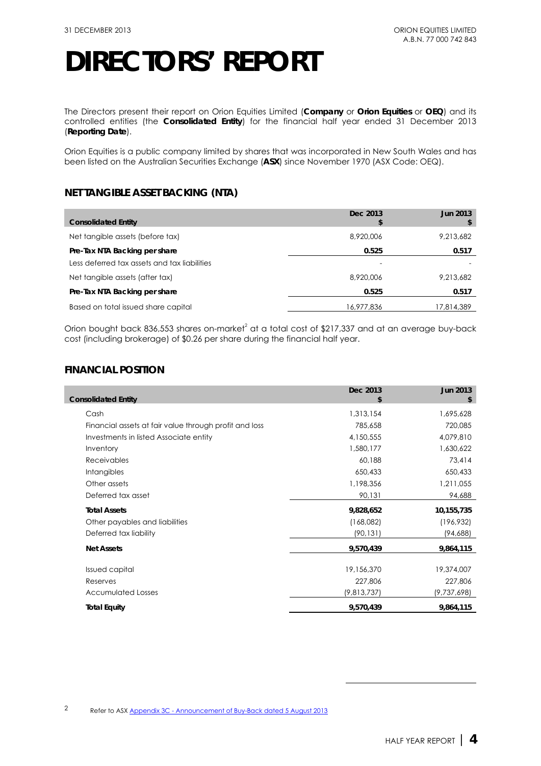# DIRECTORS' REPORT

The Directors present their report on Orion Equities Limited (**Company** or **Orion Equities** or **OEQ**) and its controlled entities (the **Consolidated Entity**) for the financial half year ended 31 December 2013 (**Reporting Date**).

Orion Equities is a public company limited by shares that was incorporated in New South Wales and has been listed on the Australian Securities Exchange (**ASX**) since November 1970 (ASX Code: OEQ).

## NET TANGIBLE ASSET BACKING (NTA)

| Consolidated Entity | Dec 2013 $ | Jun 2013 $ |
|---|---|---|
| Net tangible assets (before tax) | 8,920,006 | 9,213,682 |
| **Pre-Tax NTA Backing per share** | **0.525** | **0.517** |
| Less deferred tax assets and tax liabilities | - | - |
| Net tangible assets (after tax) | 8,920,006 | 9,213,682 |
| **Pre-Tax NTA Backing per share** | **0.525** | **0.517** |
| Based on total issued share capital | 16,977,836 | 17,814,389 |

Orion bought back 836,553 shares on-market[2] at a total cost of $217,337 and at an average buy-back cost (including brokerage) of $0.26 per share during the financial half year.

## FINANCIAL POSITION

| Consolidated Entity | Dec 2013 $ | Jun 2013 $ |
|---|---|---|
| Cash | 1,313,154 | 1,695,628 |
| Financial assets at fair value through profit and loss | 785,658 | 720,085 |
| Investments in listed Associate entity | 4,150,555 | 4,079,810 |
| Inventory | 1,580,177 | 1,630,622 |
| Receivables | 60,188 | 73,414 |
| Intangibles | 650,433 | 650,433 |
| Other assets | 1,198,356 | 1,211,055 |
| Deferred tax asset | 90,131 | 94,688 |
| **Total Assets** | **9,828,652** | **10,155,735** |
| Other payables and liabilities | (168,082) | (196,932) |
| Deferred tax liability | (90,131) | (94,688) |
| **Net Assets** | **9,570,439** | **9,864,115** |
| | | |
| Issued capital | 19,156,370 | 19,374,007 |
| Reserves | 227,806 | 227,806 |
| Accumulated Losses | (9,813,737) | (9,737,698) |
| **Total Equity** | **9,570,439** | **9,864,115** |

[2] Refer to ASX Appendix 3C - Announcement of Buy-Back dated 5 August 2013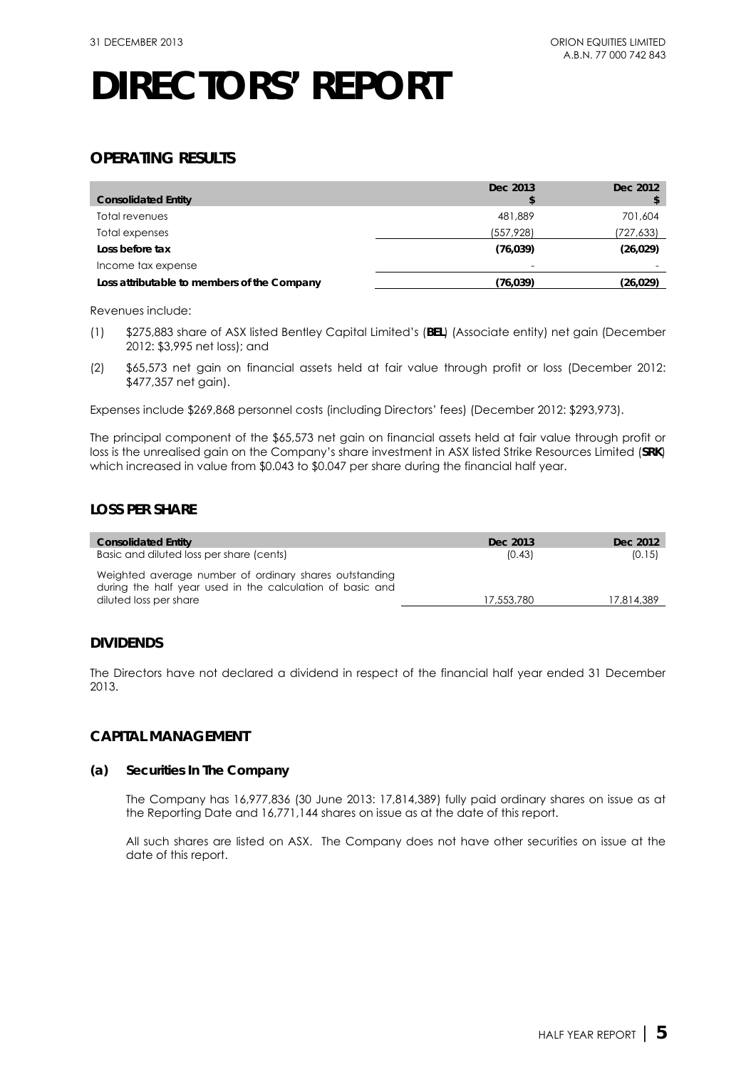# DIRECTORS' REPORT

## OPERATING RESULTS

| Consolidated Entity | Dec 2013 $ | Dec 2012 $ |
|---|---|---|
| Total revenues | 481,889 | 701,604 |
| Total expenses | (557,928) | (727,633) |
| **Loss before tax** | **(76,039)** | **(26,029)** |
| Income tax expense | - | - |
| **Loss attributable to members of the Company** | **(76,039)** | **(26,029)** |

Revenues include:

(1) $275,883 share of ASX listed Bentley Capital Limited's (**BEL**) (Associate entity) net gain (December 2012: $3,995 net loss); and

(2) $65,573 net gain on financial assets held at fair value through profit or loss (December 2012: $477,357 net gain).

Expenses include $269,868 personnel costs (including Directors' fees) (December 2012: $293,973).

The principal component of the $65,573 net gain on financial assets held at fair value through profit or loss is the unrealised gain on the Company's share investment in ASX listed Strike Resources Limited (**SRK**) which increased in value from $0.043 to $0.047 per share during the financial half year.

## LOSS PER SHARE

| Consolidated Entity | Dec 2013 | Dec 2012 |
|---|---|---|
| Basic and diluted loss per share (cents) | (0.43) | (0.15) |
| Weighted average number of ordinary shares outstanding during the half year used in the calculation of basic and diluted loss per share | 17,553,780 | 17,814,389 |

## DIVIDENDS

The Directors have not declared a dividend in respect of the financial half year ended 31 December 2013.

## CAPITAL MANAGEMENT

### (a) Securities In The Company

The Company has 16,977,836 (30 June 2013: 17,814,389) fully paid ordinary shares on issue as at the Reporting Date and 16,771,144 shares on issue as at the date of this report.

All such shares are listed on ASX. The Company does not have other securities on issue at the date of this report.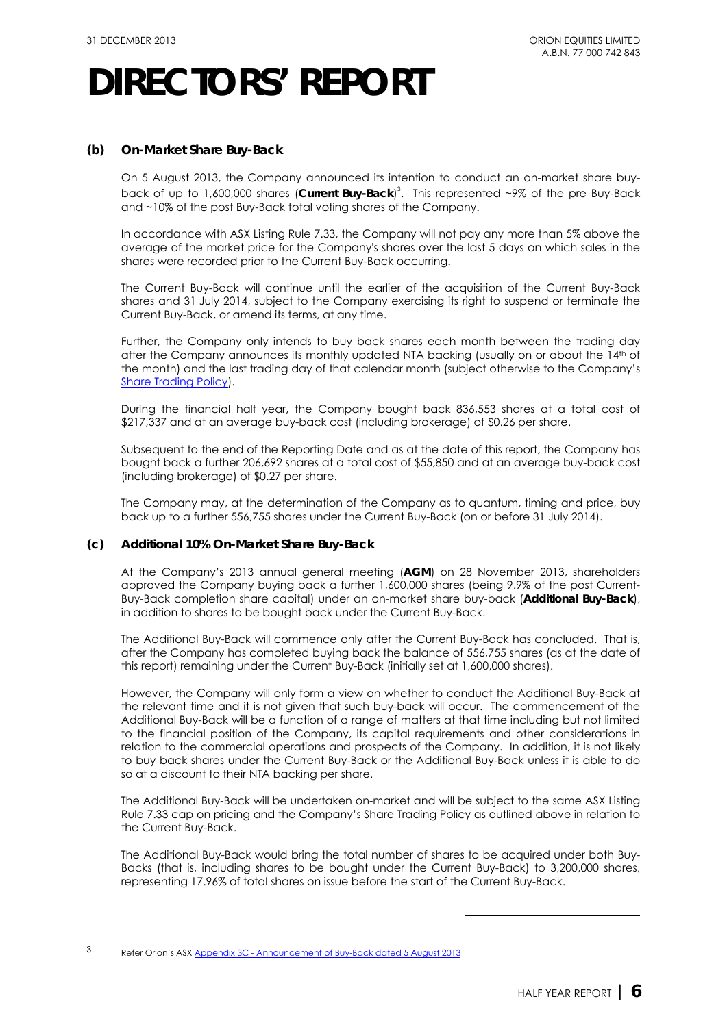# DIRECTORS' REPORT

### (b) On-Market Share Buy-Back

On 5 August 2013, the Company announced its intention to conduct an on-market share buy-back of up to 1,600,000 shares (**Current Buy-Back**)[3]. This represented ~9% of the pre Buy-Back and ~10% of the post Buy-Back total voting shares of the Company.

In accordance with ASX Listing Rule 7.33, the Company will not pay any more than 5% above the average of the market price for the Company's shares over the last 5 days on which sales in the shares were recorded prior to the Current Buy-Back occurring.

The Current Buy-Back will continue until the earlier of the acquisition of the Current Buy-Back shares and 31 July 2014, subject to the Company exercising its right to suspend or terminate the Current Buy-Back, or amend its terms, at any time.

Further, the Company only intends to buy back shares each month between the trading day after the Company announces its monthly updated NTA backing (usually on or about the 14th of the month) and the last trading day of that calendar month (subject otherwise to the Company's Share Trading Policy).

During the financial half year, the Company bought back 836,553 shares at a total cost of $217,337 and at an average buy-back cost (including brokerage) of $0.26 per share.

Subsequent to the end of the Reporting Date and as at the date of this report, the Company has bought back a further 206,692 shares at a total cost of $55,850 and at an average buy-back cost (including brokerage) of $0.27 per share.

The Company may, at the determination of the Company as to quantum, timing and price, buy back up to a further 556,755 shares under the Current Buy-Back (on or before 31 July 2014).

### (c) Additional 10% On-Market Share Buy-Back

At the Company's 2013 annual general meeting (**AGM**) on 28 November 2013, shareholders approved the Company buying back a further 1,600,000 shares (being 9.9% of the post Current-Buy-Back completion share capital) under an on-market share buy-back (**Additional Buy-Back**), in addition to shares to be bought back under the Current Buy-Back.

The Additional Buy-Back will commence only after the Current Buy-Back has concluded. That is, after the Company has completed buying back the balance of 556,755 shares (as at the date of this report) remaining under the Current Buy-Back (initially set at 1,600,000 shares).

However, the Company will only form a view on whether to conduct the Additional Buy-Back at the relevant time and it is not given that such buy-back will occur. The commencement of the Additional Buy-Back will be a function of a range of matters at that time including but not limited to the financial position of the Company, its capital requirements and other considerations in relation to the commercial operations and prospects of the Company. In addition, it is not likely to buy back shares under the Current Buy-Back or the Additional Buy-Back unless it is able to do so at a discount to their NTA backing per share.

The Additional Buy-Back will be undertaken on-market and will be subject to the same ASX Listing Rule 7.33 cap on pricing and the Company's Share Trading Policy as outlined above in relation to the Current Buy-Back.

The Additional Buy-Back would bring the total number of shares to be acquired under both Buy-Backs (that is, including shares to be bought under the Current Buy-Back) to 3,200,000 shares, representing 17.96% of total shares on issue before the start of the Current Buy-Back.

---

[3] Refer Orion's ASX Appendix 3C - Announcement of Buy-Back dated 5 August 2013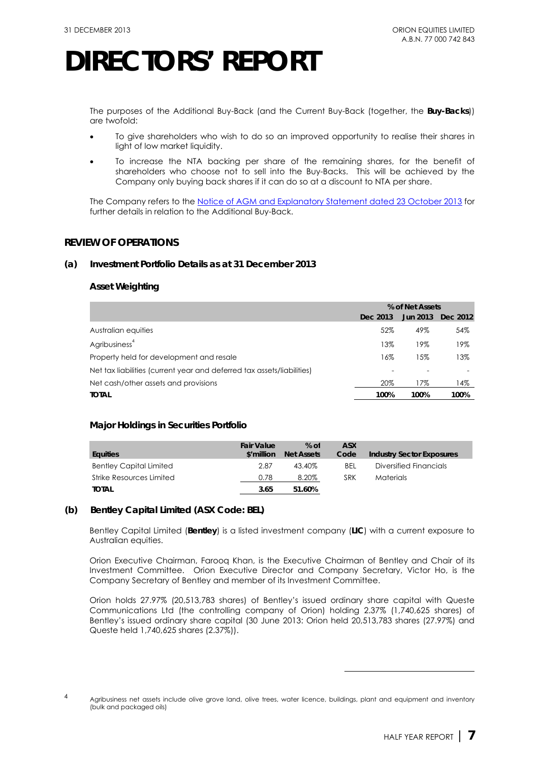# DIRECTORS' REPORT

The purposes of the Additional Buy-Back (and the Current Buy-Back (together, the **Buy-Backs**)) are twofold:

- To give shareholders who wish to do so an improved opportunity to realise their shares in light of low market liquidity.
- To increase the NTA backing per share of the remaining shares, for the benefit of shareholders who choose not to sell into the Buy-Backs. This will be achieved by the Company only buying back shares if it can do so at a discount to NTA per share.

The Company refers to the Notice of AGM and Explanatory Statement dated 23 October 2013 for further details in relation to the Additional Buy-Back.

## REVIEW OF OPERATIONS

### (a) Investment Portfolio Details as at 31 December 2013

#### Asset Weighting

| | % of Net Assets | | |
|---|---|---|---|
| | Dec 2013 | Jun 2013 | Dec 2012 |
| Australian equities | 52% | 49% | 54% |
| Agribusiness[4] | 13% | 19% | 19% |
| Property held for development and resale | 16% | 15% | 13% |
| Net tax liabilities (current year and deferred tax assets/liabilities) | - | - | - |
| Net cash/other assets and provisions | 20% | 17% | 14% |
| **TOTAL** | **100%** | **100%** | **100%** |

#### Major Holdings in Securities Portfolio

| Equities | Fair Value $'million | % of Net Assets | ASX Code | Industry Sector Exposures |
|---|---|---|---|---|
| Bentley Capital Limited | 2.87 | 43.40% | BEL | Diversified Financials |
| Strike Resources Limited | 0.78 | 8.20% | SRK | Materials |
| **TOTAL** | **3.65** | **51.60%** | | |

### (b) Bentley Capital Limited (ASX Code: BEL)

Bentley Capital Limited (**Bentley**) is a listed investment company (**LIC**) with a current exposure to Australian equities.

Orion Executive Chairman, Farooq Khan, is the Executive Chairman of Bentley and Chair of its Investment Committee. Orion Executive Director and Company Secretary, Victor Ho, is the Company Secretary of Bentley and member of its Investment Committee.

Orion holds 27.97% (20,513,783 shares) of Bentley's issued ordinary share capital with Queste Communications Ltd (the controlling company of Orion) holding 2.37% (1,740,625 shares) of Bentley's issued ordinary share capital (30 June 2013: Orion held 20,513,783 shares (27.97%) and Queste held 1,740,625 shares (2.37%)).

---

[4] Agribusiness net assets include olive grove land, olive trees, water licence, buildings, plant and equipment and inventory (bulk and packaged oils)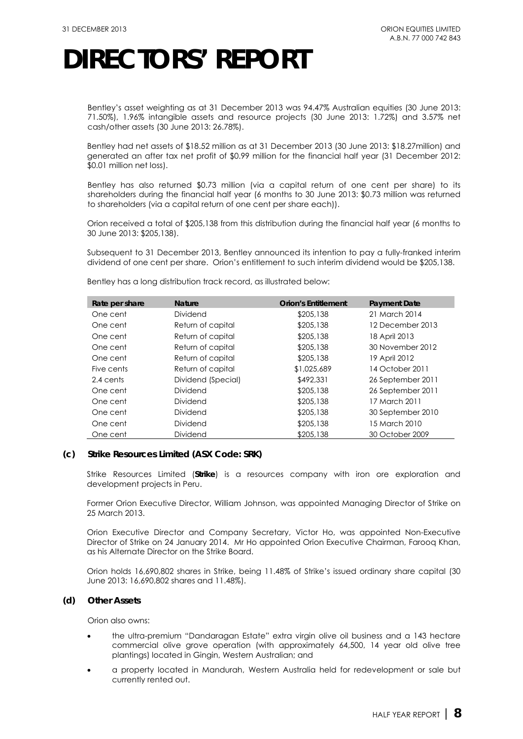Bentley's asset weighting as at 31 December 2013 was 94.47% Australian equities (30 June 2013: 71.50%), 1.96% intangible assets and resource projects (30 June 2013: 1.72%) and 3.57% net cash/other assets (30 June 2013: 26.78%).

Bentley had net assets of $18.52 million as at 31 December 2013 (30 June 2013: $18.27million) and generated an after tax net profit of $0.99 million for the financial half year (31 December 2012: $0.01 million net loss).

Bentley has also returned $0.73 million (via a capital return of one cent per share) to its shareholders during the financial half year (6 months to 30 June 2013: $0.73 million was returned to shareholders (via a capital return of one cent per share each)).

Orion received a total of $205,138 from this distribution during the financial half year (6 months to 30 June 2013: $205,138).

Subsequent to 31 December 2013, Bentley announced its intention to pay a fully-franked interim dividend of one cent per share. Orion's entitlement to such interim dividend would be $205,138.

Bentley has a long distribution track record, as illustrated below:

| Rate per share | Nature | Orion's Entitlement | Payment Date |
|---|---|---|---|
| One cent | Dividend | $205,138 | 21 March 2014 |
| One cent | Return of capital | $205,138 | 12 December 2013 |
| One cent | Return of capital | $205,138 | 18 April 2013 |
| One cent | Return of capital | $205,138 | 30 November 2012 |
| One cent | Return of capital | $205,138 | 19 April 2012 |
| Five cents | Return of capital | $1,025,689 | 14 October 2011 |
| 2.4 cents | Dividend (Special) | $492,331 | 26 September 2011 |
| One cent | Dividend | $205,138 | 26 September 2011 |
| One cent | Dividend | $205,138 | 17 March 2011 |
| One cent | Dividend | $205,138 | 30 September 2010 |
| One cent | Dividend | $205,138 | 15 March 2010 |
| One cent | Dividend | $205,138 | 30 October 2009 |

### (c) Strike Resources Limited (ASX Code: SRK)

Strike Resources Limited (**Strike**) is a resources company with iron ore exploration and development projects in Peru.

Former Orion Executive Director, William Johnson, was appointed Managing Director of Strike on 25 March 2013.

Orion Executive Director and Company Secretary, Victor Ho, was appointed Non-Executive Director of Strike on 24 January 2014. Mr Ho appointed Orion Executive Chairman, Farooq Khan, as his Alternate Director on the Strike Board.

Orion holds 16,690,802 shares in Strike, being 11.48% of Strike's issued ordinary share capital (30 June 2013: 16,690,802 shares and 11.48%).

### (d) Other Assets

Orion also owns:

- the ultra-premium "Dandaragan Estate" extra virgin olive oil business and a 143 hectare commercial olive grove operation (with approximately 64,500, 14 year old olive tree plantings) located in Gingin, Western Australian; and
- a property located in Mandurah, Western Australia held for redevelopment or sale but currently rented out.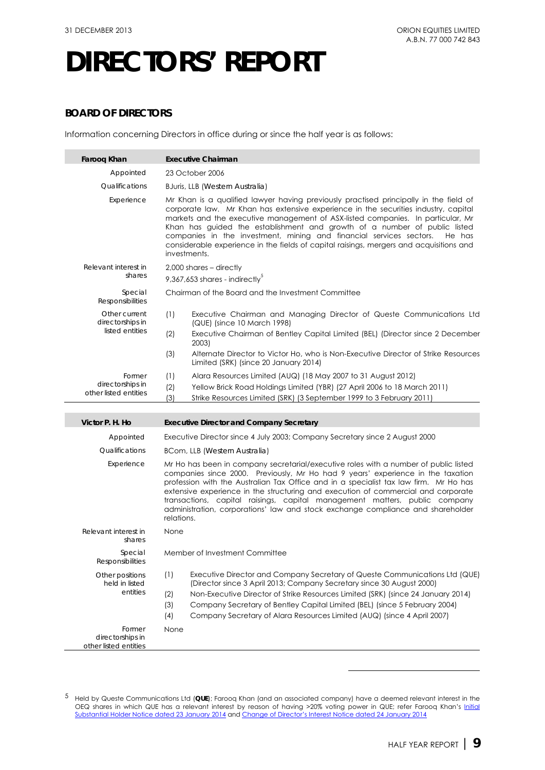# DIRECTORS' REPORT

## BOARD OF DIRECTORS

Information concerning Directors in office during or since the half year is as follows:

| **Farooq Khan** | **Executive Chairman** |
| --- | --- |
| Appointed | 23 October 2006 |
| Qualifications | BJuris, LLB (Western Australia) |
| Experience | Mr Khan is a qualified lawyer having previously practised principally in the field of corporate law. Mr Khan has extensive experience in the securities industry, capital markets and the executive management of ASX-listed companies. In particular, Mr Khan has guided the establishment and growth of a number of public listed companies in the investment, mining and financial services sectors. He has considerable experience in the fields of capital raisings, mergers and acquisitions and investments. |
| Relevant interest in shares | 2,000 shares – directly<br>9,367,653 shares - indirectly[5] |
| Special Responsibilities | Chairman of the Board and the Investment Committee |
| Other current directorships in listed entities | (1) Executive Chairman and Managing Director of Queste Communications Ltd (QUE) (since 10 March 1998)<br>(2) Executive Chairman of Bentley Capital Limited (BEL) (Director since 2 December 2003)<br>(3) Alternate Director to Victor Ho, who is Non-Executive Director of Strike Resources Limited (SRK) (since 20 January 2014) |
| Former directorships in other listed entities | (1) Alara Resources Limited (AUQ) (18 May 2007 to 31 August 2012)<br>(2) Yellow Brick Road Holdings Limited (YBR) (27 April 2006 to 18 March 2011)<br>(3) Strike Resources Limited (SRK) (3 September 1999 to 3 February 2011) |

| **Victor P. H. Ho** | **Executive Director and Company Secretary** |
| --- | --- |
| Appointed | Executive Director since 4 July 2003; Company Secretary since 2 August 2000 |
| Qualifications | BCom, LLB (Western Australia) |
| Experience | Mr Ho has been in company secretarial/executive roles with a number of public listed companies since 2000. Previously, Mr Ho had 9 years' experience in the taxation profession with the Australian Tax Office and in a specialist tax law firm. Mr Ho has extensive experience in the structuring and execution of commercial and corporate transactions, capital raisings, capital management matters, public company administration, corporations' law and stock exchange compliance and shareholder relations. |
| Relevant interest in shares | None |
| Special Responsibilities | Member of Investment Committee |
| Other positions held in listed entities | (1) Executive Director and Company Secretary of Queste Communications Ltd (QUE) (Director since 3 April 2013; Company Secretary since 30 August 2000)<br>(2) Non-Executive Director of Strike Resources Limited (SRK) (since 24 January 2014)<br>(3) Company Secretary of Bentley Capital Limited (BEL) (since 5 February 2004)<br>(4) Company Secretary of Alara Resources Limited (AUQ) (since 4 April 2007) |
| Former directorships in other listed entities | None |

[5] Held by Queste Communications Ltd (**QUE**); Farooq Khan (and an associated company) have a deemed relevant interest in the OEQ shares in which QUE has a relevant interest by reason of having >20% voting power in QUE; refer Farooq Khan's Initial Substantial Holder Notice dated 23 January 2014 and Change of Director's Interest Notice dated 24 January 2014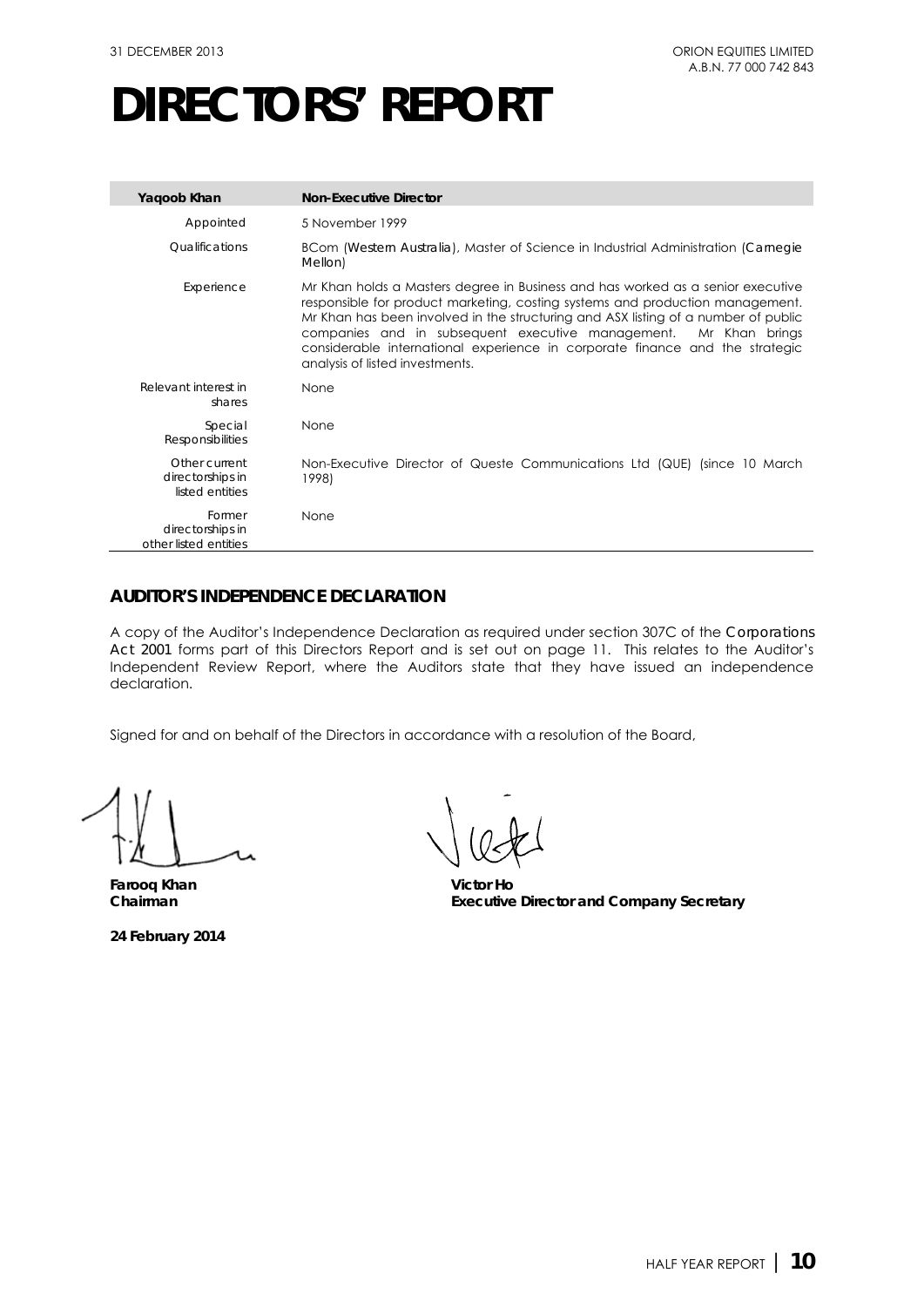# DIRECTORS' REPORT

| Yaqoob Khan | Non-Executive Director |
| --- | --- |
| Appointed | 5 November 1999 |
| Qualifications | BCom (Western Australia), Master of Science in Industrial Administration (Carnegie Mellon) |
| Experience | Mr Khan holds a Masters degree in Business and has worked as a senior executive responsible for product marketing, costing systems and production management. Mr Khan has been involved in the structuring and ASX listing of a number of public companies and in subsequent executive management. Mr Khan brings considerable international experience in corporate finance and the strategic analysis of listed investments. |
| Relevant interest in shares | None |
| Special Responsibilities | None |
| Other current directorships in listed entities | Non-Executive Director of Queste Communications Ltd (QUE) (since 10 March 1998) |
| Former directorships in other listed entities | None |

## AUDITOR'S INDEPENDENCE DECLARATION

A copy of the Auditor's Independence Declaration as required under section 307C of the *Corporations Act 2001* forms part of this Directors Report and is set out on page 11. This relates to the Auditor's Independent Review Report, where the Auditors state that they have issued an independence declaration.

Signed for and on behalf of the Directors in accordance with a resolution of the Board,

**Farooq Khan**
**Chairman**

**Victor Ho**
**Executive Director and Company Secretary**

**24 February 2014**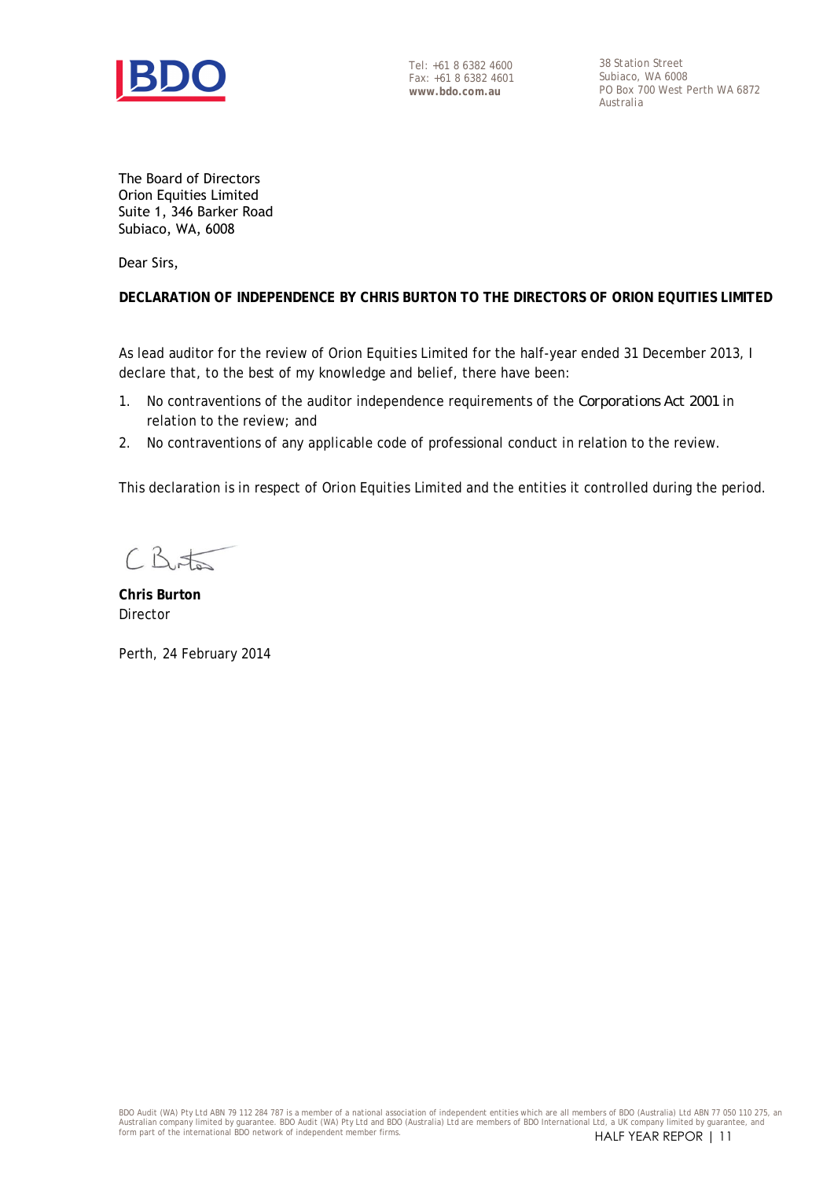Tel: +61 8 6382 4600
Fax: +61 8 6382 4601
**www.bdo.com.au**

38 Station Street
Subiaco, WA 6008
PO Box 700 West Perth WA 6872
Australia

The Board of Directors
Orion Equities Limited
Suite 1, 346 Barker Road
Subiaco, WA, 6008

Dear Sirs,

**DECLARATION OF INDEPENDENCE BY CHRIS BURTON TO THE DIRECTORS OF ORION EQUITIES LIMITED**

As lead auditor for the review of Orion Equities Limited for the half-year ended 31 December 2013, I declare that, to the best of my knowledge and belief, there have been:

1. No contraventions of the auditor independence requirements of the *Corporations Act 2001* in relation to the review; and
2. No contraventions of any applicable code of professional conduct in relation to the review.

This declaration is in respect of Orion Equities Limited and the entities it controlled during the period.

C Burton

**Chris Burton**
Director

Perth, 24 February 2014

BDO Audit (WA) Pty Ltd ABN 79 112 284 787 is a member of a national association of independent entities which are all members of BDO (Australia) Ltd ABN 77 050 110 275, an Australian company limited by guarantee. BDO Audit (WA) Pty Ltd and BDO (Australia) Ltd are members of BDO International Ltd, a UK company limited by guarantee, and form part of the international BDO network of independent member firms.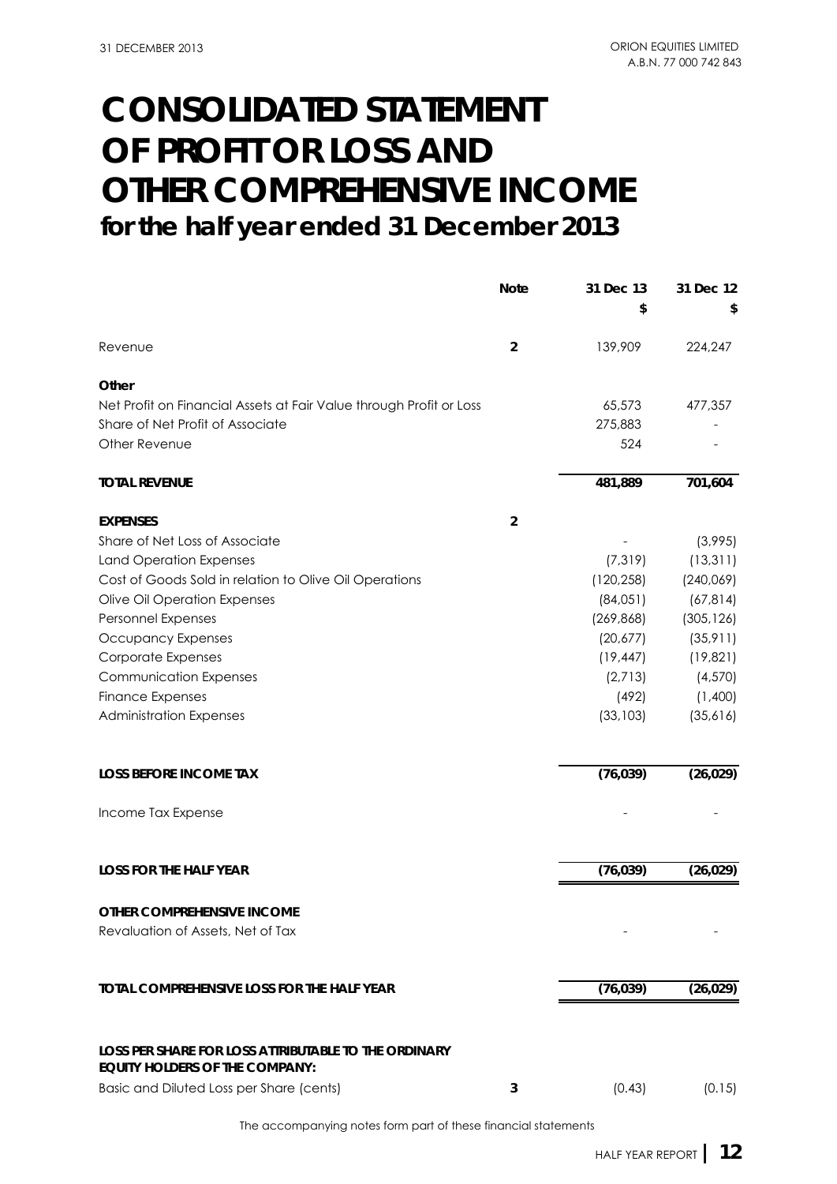# CONSOLIDATED STATEMENT OF PROFIT OR LOSS AND OTHER COMPREHENSIVE INCOME

## for the half year ended 31 December 2013

| | Note | 31 Dec 13 | 31 Dec 12 |
|---|---|---|---|
| | | $ | $ |
| Revenue | 2 | 139,909 | 224,247 |
| **Other** | | | |
| Net Profit on Financial Assets at Fair Value through Profit or Loss | | 65,573 | 477,357 |
| Share of Net Profit of Associate | | 275,883 | - |
| Other Revenue | | 524 | - |
| **TOTAL REVENUE** | | **481,889** | **701,604** |
| **EXPENSES** | 2 | | |
| Share of Net Loss of Associate | | - | (3,995) |
| Land Operation Expenses | | (7,319) | (13,311) |
| Cost of Goods Sold in relation to Olive Oil Operations | | (120,258) | (240,069) |
| Olive Oil Operation Expenses | | (84,051) | (67,814) |
| Personnel Expenses | | (269,868) | (305,126) |
| Occupancy Expenses | | (20,677) | (35,911) |
| Corporate Expenses | | (19,447) | (19,821) |
| Communication Expenses | | (2,713) | (4,570) |
| Finance Expenses | | (492) | (1,400) |
| Administration Expenses | | (33,103) | (35,616) |
| **LOSS BEFORE INCOME TAX** | | **(76,039)** | **(26,029)** |
| Income Tax Expense | | - | - |
| **LOSS FOR THE HALF YEAR** | | **(76,039)** | **(26,029)** |
| **OTHER COMPREHENSIVE INCOME** | | | |
| Revaluation of Assets, Net of Tax | | - | - |
| **TOTAL COMPREHENSIVE LOSS FOR THE HALF YEAR** | | **(76,039)** | **(26,029)** |
| **LOSS PER SHARE FOR LOSS ATTRIBUTABLE TO THE ORDINARY EQUITY HOLDERS OF THE COMPANY:** | | | |
| Basic and Diluted Loss per Share (cents) | 3 | (0.43) | (0.15) |

The accompanying notes form part of these financial statements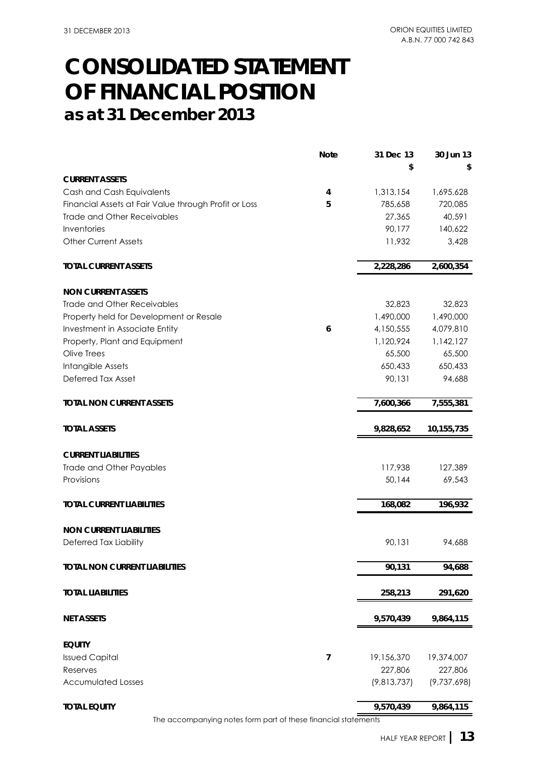# CONSOLIDATED STATEMENT OF FINANCIAL POSITION
## as at 31 December 2013

| | Note | 31 Dec 13 $ | 30 Jun 13 $ |
|---|---|---|---|
| **CURRENT ASSETS** | | | |
| Cash and Cash Equivalents | 4 | 1,313,154 | 1,695,628 |
| Financial Assets at Fair Value through Profit or Loss | 5 | 785,658 | 720,085 |
| Trade and Other Receivables | | 27,365 | 40,591 |
| Inventories | | 90,177 | 140,622 |
| Other Current Assets | | 11,932 | 3,428 |
| **TOTAL CURRENT ASSETS** | | **2,228,286** | **2,600,354** |
| **NON CURRENT ASSETS** | | | |
| Trade and Other Receivables | | 32,823 | 32,823 |
| Property held for Development or Resale | | 1,490,000 | 1,490,000 |
| Investment in Associate Entity | 6 | 4,150,555 | 4,079,810 |
| Property, Plant and Equipment | | 1,120,924 | 1,142,127 |
| Olive Trees | | 65,500 | 65,500 |
| Intangible Assets | | 650,433 | 650,433 |
| Deferred Tax Asset | | 90,131 | 94,688 |
| **TOTAL NON CURRENT ASSETS** | | **7,600,366** | **7,555,381** |
| **TOTAL ASSETS** | | **9,828,652** | **10,155,735** |
| **CURRENT LIABILITIES** | | | |
| Trade and Other Payables | | 117,938 | 127,389 |
| Provisions | | 50,144 | 69,543 |
| **TOTAL CURRENT LIABILITIES** | | **168,082** | **196,932** |
| **NON CURRENT LIABILITIES** | | | |
| Deferred Tax Liability | | 90,131 | 94,688 |
| **TOTAL NON CURRENT LIABILITIES** | | **90,131** | **94,688** |
| **TOTAL LIABILITIES** | | **258,213** | **291,620** |
| **NET ASSETS** | | **9,570,439** | **9,864,115** |
| **EQUITY** | | | |
| Issued Capital | 7 | 19,156,370 | 19,374,007 |
| Reserves | | 227,806 | 227,806 |
| Accumulated Losses | | (9,813,737) | (9,737,698) |
| **TOTAL EQUITY** | | **9,570,439** | **9,864,115** |

The accompanying notes form part of these financial statements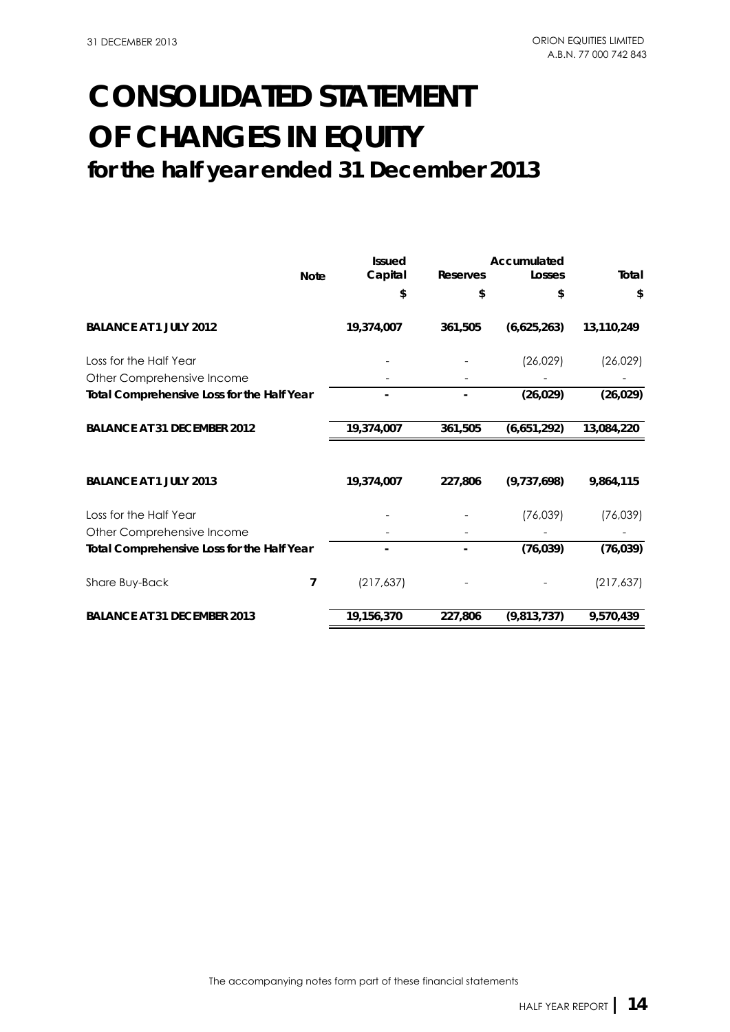# CONSOLIDATED STATEMENT OF CHANGES IN EQUITY

## for the half year ended 31 December 2013

| | Note | Issued Capital | Reserves | Accumulated Losses | Total |
|---|---|---|---|---|---|
| | | $ | $ | $ | $ |
| **BALANCE AT 1 JULY 2012** | | **19,374,007** | **361,505** | **(6,625,263)** | **13,110,249** |
| Loss for the Half Year | | - | - | (26,029) | (26,029) |
| Other Comprehensive Income | | - | - | - | - |
| **Total Comprehensive Loss for the Half Year** | | **-** | **-** | **(26,029)** | **(26,029)** |
| **BALANCE AT 31 DECEMBER 2012** | | **19,374,007** | **361,505** | **(6,651,292)** | **13,084,220** |
| **BALANCE AT 1 JULY 2013** | | **19,374,007** | **227,806** | **(9,737,698)** | **9,864,115** |
| Loss for the Half Year | | - | - | (76,039) | (76,039) |
| Other Comprehensive Income | | - | - | - | - |
| **Total Comprehensive Loss for the Half Year** | | **-** | **-** | **(76,039)** | **(76,039)** |
| Share Buy-Back | 7 | (217,637) | - | - | (217,637) |
| **BALANCE AT 31 DECEMBER 2013** | | **19,156,370** | **227,806** | **(9,813,737)** | **9,570,439** |

The accompanying notes form part of these financial statements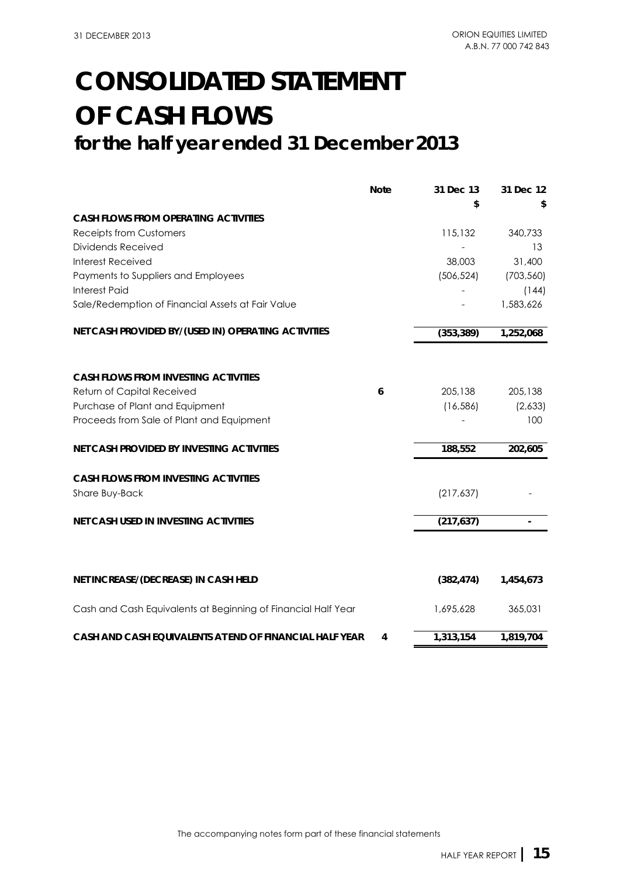# CONSOLIDATED STATEMENT OF CASH FLOWS

## for the half year ended 31 December 2013

| | Note | 31 Dec 13 | 31 Dec 12 |
|---|---|---|---|
| | | $ | $ |
| **CASH FLOWS FROM OPERATING ACTIVITIES** | | | |
| Receipts from Customers | | 115,132 | 340,733 |
| Dividends Received | | - | 13 |
| Interest Received | | 38,003 | 31,400 |
| Payments to Suppliers and Employees | | (506,524) | (703,560) |
| Interest Paid | | - | (144) |
| Sale/Redemption of Financial Assets at Fair Value | | - | 1,583,626 |
| **NET CASH PROVIDED BY/(USED IN) OPERATING ACTIVITIES** | | **(353,389)** | **1,252,068** |
| | | | |
| **CASH FLOWS FROM INVESTING ACTIVITIES** | | | |
| Return of Capital Received | **6** | 205,138 | 205,138 |
| Purchase of Plant and Equipment | | (16,586) | (2,633) |
| Proceeds from Sale of Plant and Equipment | | - | 100 |
| **NET CASH PROVIDED BY INVESTING ACTIVITIES** | | **188,552** | **202,605** |
| | | | |
| **CASH FLOWS FROM INVESTING ACTIVITIES** | | | |
| Share Buy-Back | | (217,637) | - |
| **NET CASH USED IN INVESTING ACTIVITIES** | | **(217,637)** | **-** |
| | | | |
| **NET INCREASE/(DECREASE) IN CASH HELD** | | **(382,474)** | **1,454,673** |
| Cash and Cash Equivalents at Beginning of Financial Half Year | | 1,695,628 | 365,031 |
| **CASH AND CASH EQUIVALENTS AT END OF FINANCIAL HALF YEAR** | **4** | **1,313,154** | **1,819,704** |

The accompanying notes form part of these financial statements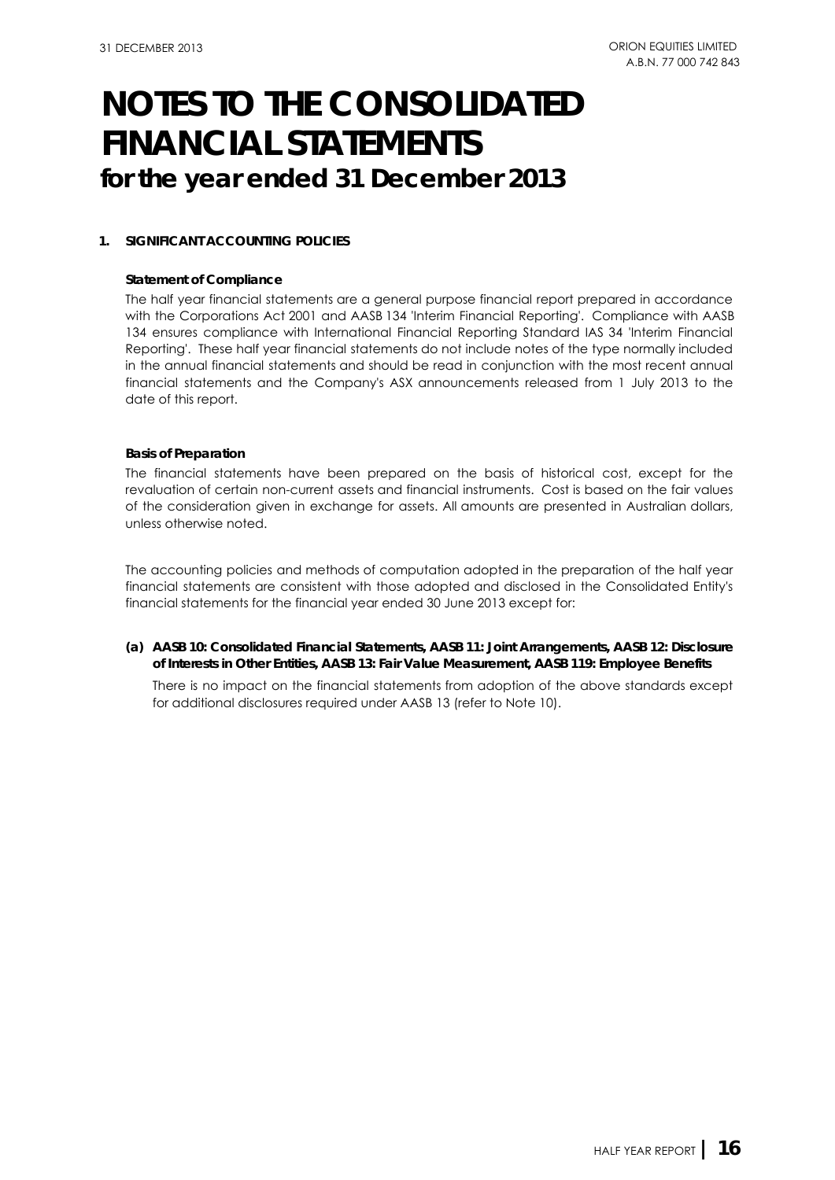# NOTES TO THE CONSOLIDATED FINANCIAL STATEMENTS
## for the year ended 31 December 2013

### 1. SIGNIFICANT ACCOUNTING POLICIES

**Statement of Compliance**

The half year financial statements are a general purpose financial report prepared in accordance with the Corporations Act 2001 and AASB 134 'Interim Financial Reporting'. Compliance with AASB 134 ensures compliance with International Financial Reporting Standard IAS 34 'Interim Financial Reporting'. These half year financial statements do not include notes of the type normally included in the annual financial statements and should be read in conjunction with the most recent annual financial statements and the Company's ASX announcements released from 1 July 2013 to the date of this report.

**Basis of Preparation**

The financial statements have been prepared on the basis of historical cost, except for the revaluation of certain non-current assets and financial instruments. Cost is based on the fair values of the consideration given in exchange for assets. All amounts are presented in Australian dollars, unless otherwise noted.

The accounting policies and methods of computation adopted in the preparation of the half year financial statements are consistent with those adopted and disclosed in the Consolidated Entity's financial statements for the financial year ended 30 June 2013 except for:

**(a) AASB 10: Consolidated Financial Statements, AASB 11: Joint Arrangements, AASB 12: Disclosure of Interests in Other Entities, AASB 13: Fair Value Measurement, AASB 119: Employee Benefits**

There is no impact on the financial statements from adoption of the above standards except for additional disclosures required under AASB 13 (refer to Note 10).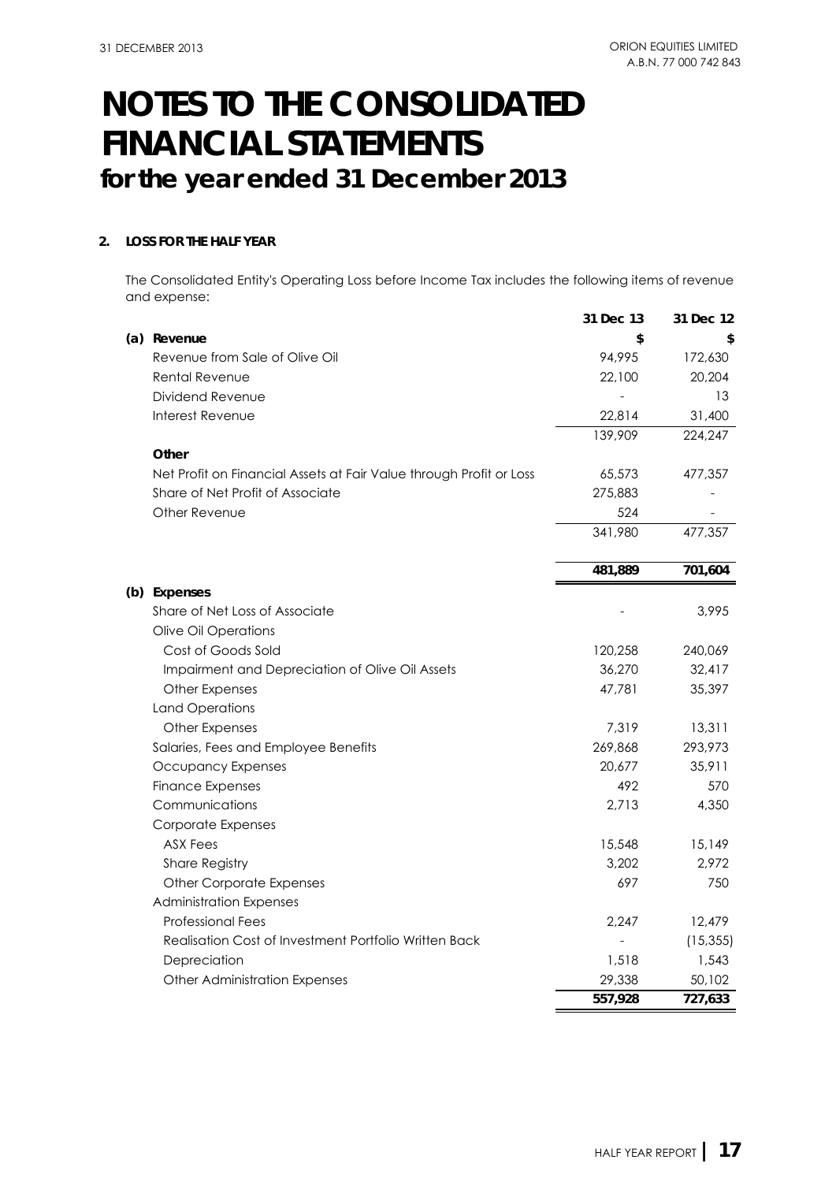# NOTES TO THE CONSOLIDATED FINANCIAL STATEMENTS
## for the year ended 31 December 2013

**2. LOSS FOR THE HALF YEAR**

The Consolidated Entity's Operating Loss before Income Tax includes the following items of revenue and expense:

| | 31 Dec 13 | 31 Dec 12 |
|---|---|---|
| **(a) Revenue** | **$** | **$** |
| Revenue from Sale of Olive Oil | 94,995 | 172,630 |
| Rental Revenue | 22,100 | 20,204 |
| Dividend Revenue | - | 13 |
| Interest Revenue | 22,814 | 31,400 |
| | 139,909 | 224,247 |
| **Other** | | |
| Net Profit on Financial Assets at Fair Value through Profit or Loss | 65,573 | 477,357 |
| Share of Net Profit of Associate | 275,883 | - |
| Other Revenue | 524 | - |
| | 341,980 | 477,357 |
| | **481,889** | **701,604** |
| **(b) Expenses** | | |
| Share of Net Loss of Associate | - | 3,995 |
| Olive Oil Operations | | |
| Cost of Goods Sold | 120,258 | 240,069 |
| Impairment and Depreciation of Olive Oil Assets | 36,270 | 32,417 |
| Other Expenses | 47,781 | 35,397 |
| Land Operations | | |
| Other Expenses | 7,319 | 13,311 |
| Salaries, Fees and Employee Benefits | 269,868 | 293,973 |
| Occupancy Expenses | 20,677 | 35,911 |
| Finance Expenses | 492 | 570 |
| Communications | 2,713 | 4,350 |
| Corporate Expenses | | |
| ASX Fees | 15,548 | 15,149 |
| Share Registry | 3,202 | 2,972 |
| Other Corporate Expenses | 697 | 750 |
| Administration Expenses | | |
| Professional Fees | 2,247 | 12,479 |
| Realisation Cost of Investment Portfolio Written Back | - | (15,355) |
| Depreciation | 1,518 | 1,543 |
| Other Administration Expenses | 29,338 | 50,102 |
| | **557,928** | **727,633** |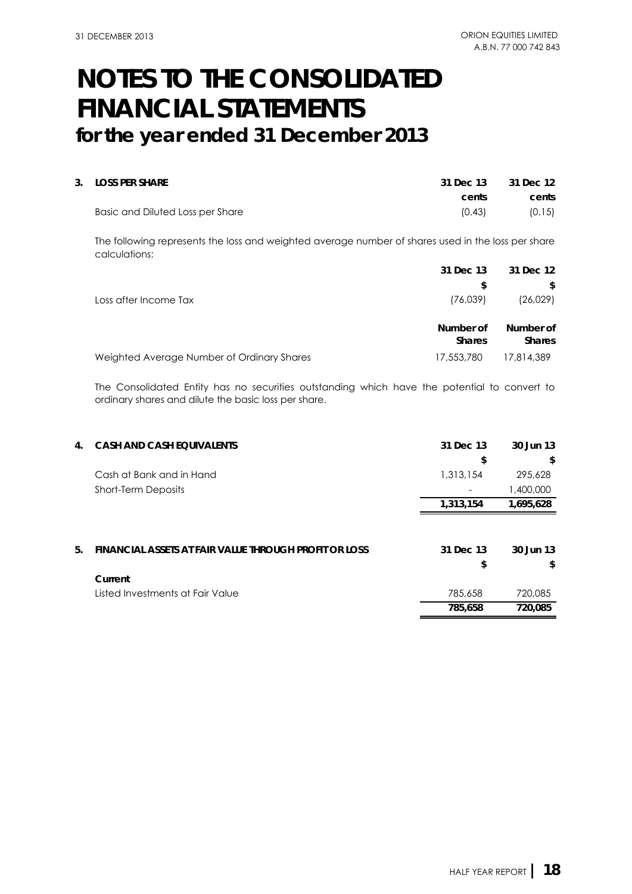# NOTES TO THE CONSOLIDATED FINANCIAL STATEMENTS
## for the year ended 31 December 2013

### 3. LOSS PER SHARE

| | 31 Dec 13 | 31 Dec 12 |
|---|---|---|
| | cents | cents |
| Basic and Diluted Loss per Share | (0.43) | (0.15) |

The following represents the loss and weighted average number of shares used in the loss per share calculations:

| | 31 Dec 13 | 31 Dec 12 |
|---|---|---|
| | $ | $ |
| Loss after Income Tax | (76,039) | (26,029) |

| | Number of Shares | Number of Shares |
|---|---|---|
| Weighted Average Number of Ordinary Shares | 17,553,780 | 17,814,389 |

The Consolidated Entity has no securities outstanding which have the potential to convert to ordinary shares and dilute the basic loss per share.

### 4. CASH AND CASH EQUIVALENTS

| | 31 Dec 13 | 30 Jun 13 |
|---|---|---|
| | $ | $ |
| Cash at Bank and in Hand | 1,313,154 | 295,628 |
| Short-Term Deposits | - | 1,400,000 |
| | **1,313,154** | **1,695,628** |

### 5. FINANCIAL ASSETS AT FAIR VALUE THROUGH PROFIT OR LOSS

| | 31 Dec 13 | 30 Jun 13 |
|---|---|---|
| | $ | $ |
| **Current** | | |
| Listed Investments at Fair Value | 785,658 | 720,085 |
| | **785,658** | **720,085** |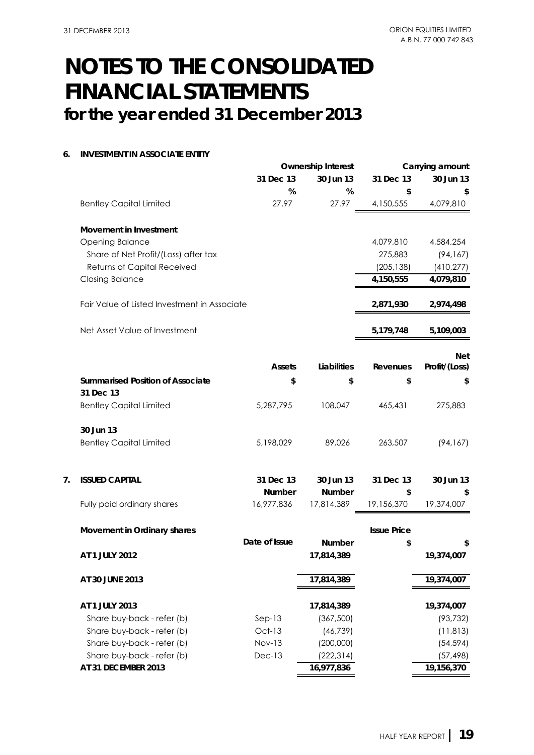# NOTES TO THE CONSOLIDATED FINANCIAL STATEMENTS
## for the year ended 31 December 2013

### 6. INVESTMENT IN ASSOCIATE ENTITY

| | Ownership Interest | | Carrying amount | |
|---|---|---|---|---|
| | 31 Dec 13 | 30 Jun 13 | 31 Dec 13 | 30 Jun 13 |
| | % | % | $ | $ |
| Bentley Capital Limited | 27.97 | 27.97 | 4,150,555 | 4,079,810 |
| **Movement in Investment** | | | | |
| Opening Balance | | | 4,079,810 | 4,584,254 |
| Share of Net Profit/(Loss) after tax | | | 275,883 | (94,167) |
| Returns of Capital Received | | | (205,138) | (410,277) |
| Closing Balance | | | **4,150,555** | **4,079,810** |
| Fair Value of Listed Investment in Associate | | | **2,871,930** | **2,974,498** |
| Net Asset Value of Investment | | | **5,179,748** | **5,109,003** |

| | Assets | Liabilities | Revenues | Net Profit/(Loss) |
|---|---|---|---|---|
| **Summarised Position of Associate** | $ | $ | $ | $ |
| **31 Dec 13** | | | | |
| Bentley Capital Limited | 5,287,795 | 108,047 | 465,431 | 275,883 |
| **30 Jun 13** | | | | |
| Bentley Capital Limited | 5,198,029 | 89,026 | 263,507 | (94,167) |

### 7. ISSUED CAPITAL

| | 31 Dec 13 | 30 Jun 13 | 31 Dec 13 | 30 Jun 13 |
|---|---|---|---|---|
| | Number | Number | $ | $ |
| Fully paid ordinary shares | 16,977,836 | 17,814,389 | 19,156,370 | 19,374,007 |

| **Movement in Ordinary shares** | Date of Issue | Number | Issue Price $ | $ |
|---|---|---|---|---|
| **AT 1 JULY 2012** | | **17,814,389** | | **19,374,007** |
| **AT 30 JUNE 2013** | | **17,814,389** | | **19,374,007** |
| **AT 1 JULY 2013** | | **17,814,389** | | **19,374,007** |
| Share buy-back - refer (b) | Sep-13 | (367,500) | | (93,732) |
| Share buy-back - refer (b) | Oct-13 | (46,739) | | (11,813) |
| Share buy-back - refer (b) | Nov-13 | (200,000) | | (54,594) |
| Share buy-back - refer (b) | Dec-13 | (222,314) | | (57,498) |
| **AT 31 DECEMBER 2013** | | **16,977,836** | | **19,156,370** |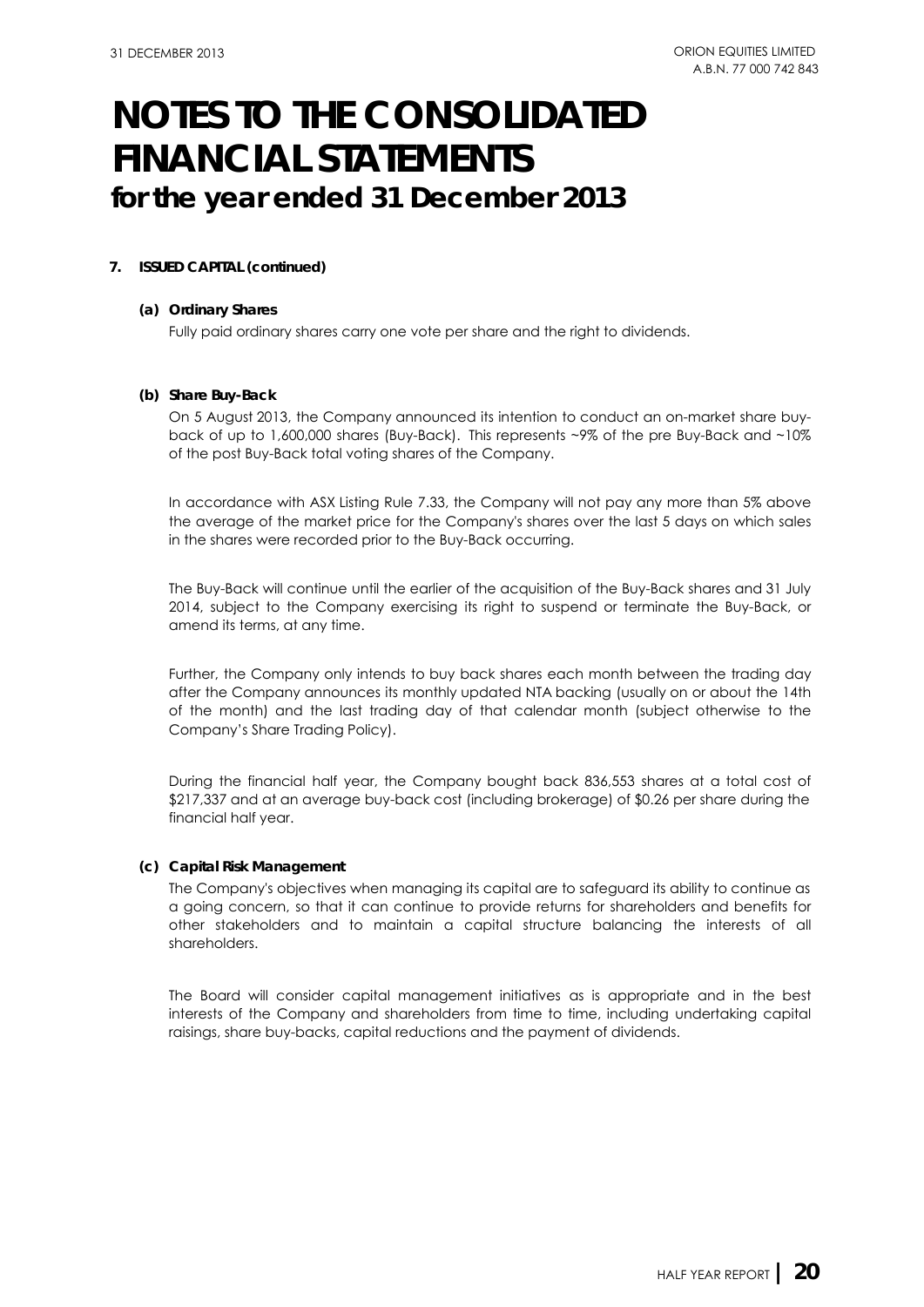# NOTES TO THE CONSOLIDATED FINANCIAL STATEMENTS
## for the year ended 31 December 2013

**7. ISSUED CAPITAL (continued)**

**(a) Ordinary Shares**

Fully paid ordinary shares carry one vote per share and the right to dividends.

**(b) Share Buy-Back**

On 5 August 2013, the Company announced its intention to conduct an on-market share buy-back of up to 1,600,000 shares (Buy-Back). This represents ~9% of the pre Buy-Back and ~10% of the post Buy-Back total voting shares of the Company.

In accordance with ASX Listing Rule 7.33, the Company will not pay any more than 5% above the average of the market price for the Company's shares over the last 5 days on which sales in the shares were recorded prior to the Buy-Back occurring.

The Buy-Back will continue until the earlier of the acquisition of the Buy-Back shares and 31 July 2014, subject to the Company exercising its right to suspend or terminate the Buy-Back, or amend its terms, at any time.

Further, the Company only intends to buy back shares each month between the trading day after the Company announces its monthly updated NTA backing (usually on or about the 14th of the month) and the last trading day of that calendar month (subject otherwise to the Company's Share Trading Policy).

During the financial half year, the Company bought back 836,553 shares at a total cost of $217,337 and at an average buy-back cost (including brokerage) of $0.26 per share during the financial half year.

**(c) Capital Risk Management**

The Company's objectives when managing its capital are to safeguard its ability to continue as a going concern, so that it can continue to provide returns for shareholders and benefits for other stakeholders and to maintain a capital structure balancing the interests of all shareholders.

The Board will consider capital management initiatives as is appropriate and in the best interests of the Company and shareholders from time to time, including undertaking capital raisings, share buy-backs, capital reductions and the payment of dividends.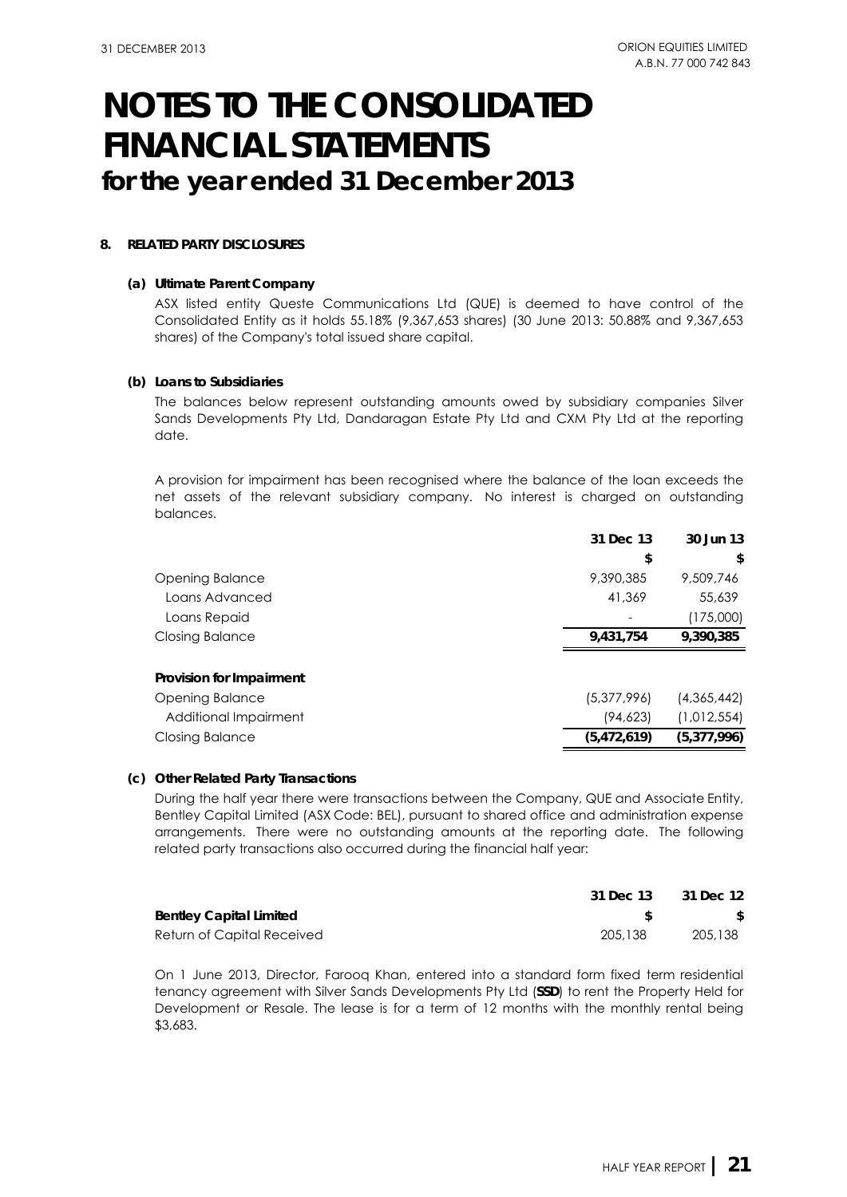# NOTES TO THE CONSOLIDATED FINANCIAL STATEMENTS
## for the year ended 31 December 2013

### 8. RELATED PARTY DISCLOSURES

**(a) Ultimate Parent Company**

ASX listed entity Queste Communications Ltd (QUE) is deemed to have control of the Consolidated Entity as it holds 55.18% (9,367,653 shares) (30 June 2013: 50.88% and 9,367,653 shares) of the Company's total issued share capital.

**(b) Loans to Subsidiaries**

The balances below represent outstanding amounts owed by subsidiary companies Silver Sands Developments Pty Ltd, Dandaragan Estate Pty Ltd and CXM Pty Ltd at the reporting date.

A provision for impairment has been recognised where the balance of the loan exceeds the net assets of the relevant subsidiary company. No interest is charged on outstanding balances.

| | 31 Dec 13 | 30 Jun 13 |
|---|---|---|
| | $ | $ |
| Opening Balance | 9,390,385 | 9,509,746 |
| Loans Advanced | 41,369 | 55,639 |
| Loans Repaid | - | (175,000) |
| Closing Balance | **9,431,754** | **9,390,385** |
| | | |
| **Provision for Impairment** | | |
| Opening Balance | (5,377,996) | (4,365,442) |
| Additional Impairment | (94,623) | (1,012,554) |
| Closing Balance | **(5,472,619)** | **(5,377,996)** |

**(c) Other Related Party Transactions**

During the half year there were transactions between the Company, QUE and Associate Entity, Bentley Capital Limited (ASX Code: BEL), pursuant to shared office and administration expense arrangements. There were no outstanding amounts at the reporting date. The following related party transactions also occurred during the financial half year:

| | 31 Dec 13 | 31 Dec 12 |
|---|---|---|
| **Bentley Capital Limited** | $ | $ |
| Return of Capital Received | 205,138 | 205,138 |

On 1 June 2013, Director, Farooq Khan, entered into a standard form fixed term residential tenancy agreement with Silver Sands Developments Pty Ltd (**SSD**) to rent the Property Held for Development or Resale. The lease is for a term of 12 months with the monthly rental being $3,683.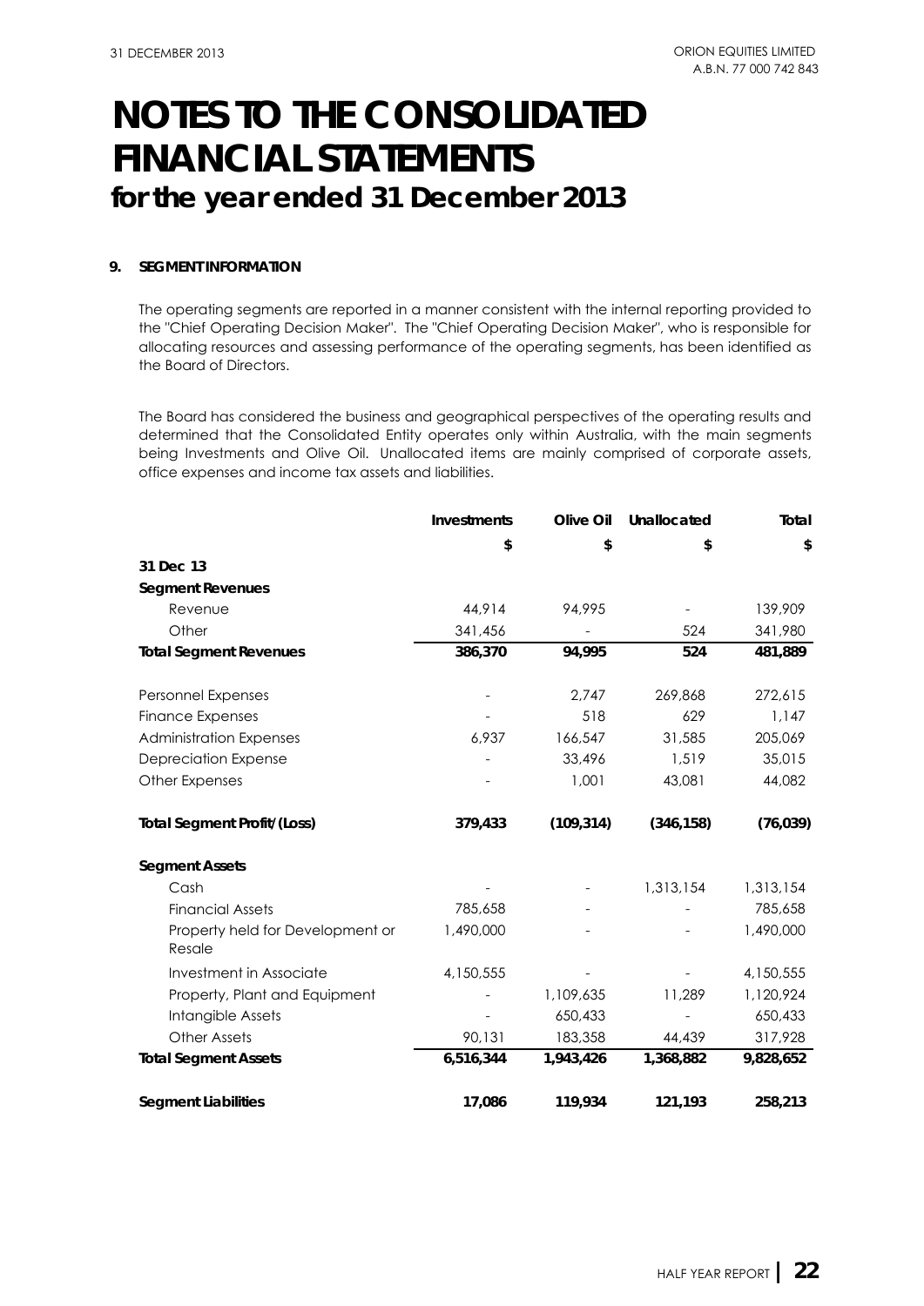# NOTES TO THE CONSOLIDATED FINANCIAL STATEMENTS
## for the year ended 31 December 2013

### 9. SEGMENT INFORMATION

The operating segments are reported in a manner consistent with the internal reporting provided to the "Chief Operating Decision Maker". The "Chief Operating Decision Maker", who is responsible for allocating resources and assessing performance of the operating segments, has been identified as the Board of Directors.

The Board has considered the business and geographical perspectives of the operating results and determined that the Consolidated Entity operates only within Australia, with the main segments being Investments and Olive Oil. Unallocated items are mainly comprised of corporate assets, office expenses and income tax assets and liabilities.

| | Investments | Olive Oil | Unallocated | Total |
|---|---|---|---|---|
| | $ | $ | $ | $ |
| **31 Dec 13** | | | | |
| **Segment Revenues** | | | | |
| Revenue | 44,914 | 94,995 | - | 139,909 |
| Other | 341,456 | - | 524 | 341,980 |
| **Total Segment Revenues** | **386,370** | **94,995** | **524** | **481,889** |
| Personnel Expenses | - | 2,747 | 269,868 | 272,615 |
| Finance Expenses | - | 518 | 629 | 1,147 |
| Administration Expenses | 6,937 | 166,547 | 31,585 | 205,069 |
| Depreciation Expense | - | 33,496 | 1,519 | 35,015 |
| Other Expenses | - | 1,001 | 43,081 | 44,082 |
| **Total Segment Profit/(Loss)** | **379,433** | **(109,314)** | **(346,158)** | **(76,039)** |
| **Segment Assets** | | | | |
| Cash | - | - | 1,313,154 | 1,313,154 |
| Financial Assets | 785,658 | - | - | 785,658 |
| Property held for Development or Resale | 1,490,000 | - | - | 1,490,000 |
| Investment in Associate | 4,150,555 | - | - | 4,150,555 |
| Property, Plant and Equipment | - | 1,109,635 | 11,289 | 1,120,924 |
| Intangible Assets | - | 650,433 | - | 650,433 |
| Other Assets | 90,131 | 183,358 | 44,439 | 317,928 |
| **Total Segment Assets** | **6,516,344** | **1,943,426** | **1,368,882** | **9,828,652** |
| **Segment Liabilities** | **17,086** | **119,934** | **121,193** | **258,213** |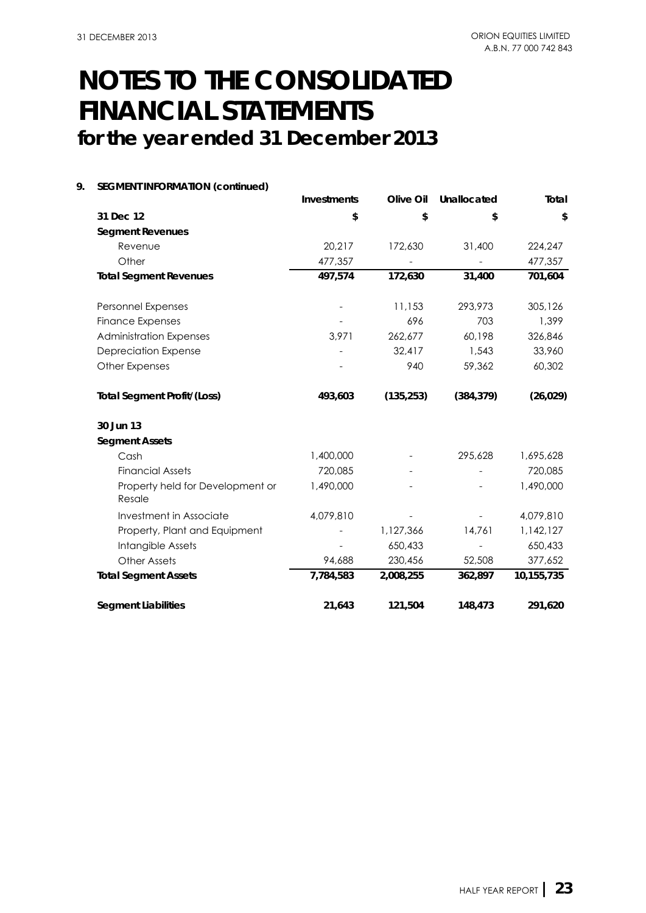# NOTES TO THE CONSOLIDATED FINANCIAL STATEMENTS
## for the year ended 31 December 2013

**9. SEGMENT INFORMATION (continued)**

| | Investments | Olive Oil | Unallocated | Total |
|---|---|---|---|---|
| **31 Dec 12** | **$** | **$** | **$** | **$** |
| **Segment Revenues** | | | | |
| Revenue | 20,217 | 172,630 | 31,400 | 224,247 |
| Other | 477,357 | - | - | 477,357 |
| **Total Segment Revenues** | **497,574** | **172,630** | **31,400** | **701,604** |
| Personnel Expenses | - | 11,153 | 293,973 | 305,126 |
| Finance Expenses | - | 696 | 703 | 1,399 |
| Administration Expenses | 3,971 | 262,677 | 60,198 | 326,846 |
| Depreciation Expense | - | 32,417 | 1,543 | 33,960 |
| Other Expenses | - | 940 | 59,362 | 60,302 |
| **Total Segment Profit/(Loss)** | **493,603** | **(135,253)** | **(384,379)** | **(26,029)** |
| **30 Jun 13** | | | | |
| **Segment Assets** | | | | |
| Cash | 1,400,000 | - | 295,628 | 1,695,628 |
| Financial Assets | 720,085 | - | - | 720,085 |
| Property held for Development or Resale | 1,490,000 | - | - | 1,490,000 |
| Investment in Associate | 4,079,810 | - | - | 4,079,810 |
| Property, Plant and Equipment | - | 1,127,366 | 14,761 | 1,142,127 |
| Intangible Assets | - | 650,433 | - | 650,433 |
| Other Assets | 94,688 | 230,456 | 52,508 | 377,652 |
| **Total Segment Assets** | **7,784,583** | **2,008,255** | **362,897** | **10,155,735** |
| **Segment Liabilities** | **21,643** | **121,504** | **148,473** | **291,620** |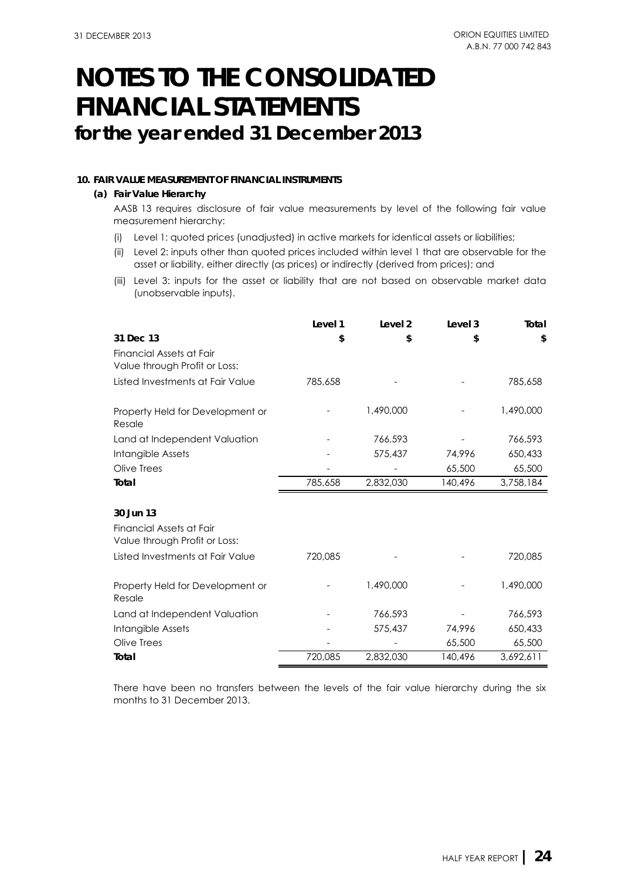# NOTES TO THE CONSOLIDATED FINANCIAL STATEMENTS
## for the year ended 31 December 2013

**10. FAIR VALUE MEASUREMENT OF FINANCIAL INSTRUMENTS**

**(a) Fair Value Hierarchy**

AASB 13 requires disclosure of fair value measurements by level of the following fair value measurement hierarchy:

(i) Level 1: quoted prices (unadjusted) in active markets for identical assets or liabilities;

(ii) Level 2: inputs other than quoted prices included within level 1 that are observable for the asset or liability, either directly (as prices) or indirectly (derived from prices); and

(iii) Level 3: inputs for the asset or liability that are not based on observable market data (unobservable inputs).

| | Level 1 | Level 2 | Level 3 | Total |
|---|---|---|---|---|
| **31 Dec 13** | **$** | **$** | **$** | **$** |
| Financial Assets at Fair Value through Profit or Loss: | | | | |
| Listed Investments at Fair Value | 785,658 | - | - | 785,658 |
| Property Held for Development or Resale | - | 1,490,000 | - | 1,490,000 |
| Land at Independent Valuation | - | 766,593 | - | 766,593 |
| Intangible Assets | - | 575,437 | 74,996 | 650,433 |
| Olive Trees | - | - | 65,500 | 65,500 |
| **Total** | 785,658 | 2,832,030 | 140,496 | 3,758,184 |
| **30 Jun 13** | | | | |
| Financial Assets at Fair Value through Profit or Loss: | | | | |
| Listed Investments at Fair Value | 720,085 | - | - | 720,085 |
| Property Held for Development or Resale | - | 1,490,000 | - | 1,490,000 |
| Land at Independent Valuation | - | 766,593 | - | 766,593 |
| Intangible Assets | - | 575,437 | 74,996 | 650,433 |
| Olive Trees | - | - | 65,500 | 65,500 |
| **Total** | 720,085 | 2,832,030 | 140,496 | 3,692,611 |

There have been no transfers between the levels of the fair value hierarchy during the six months to 31 December 2013.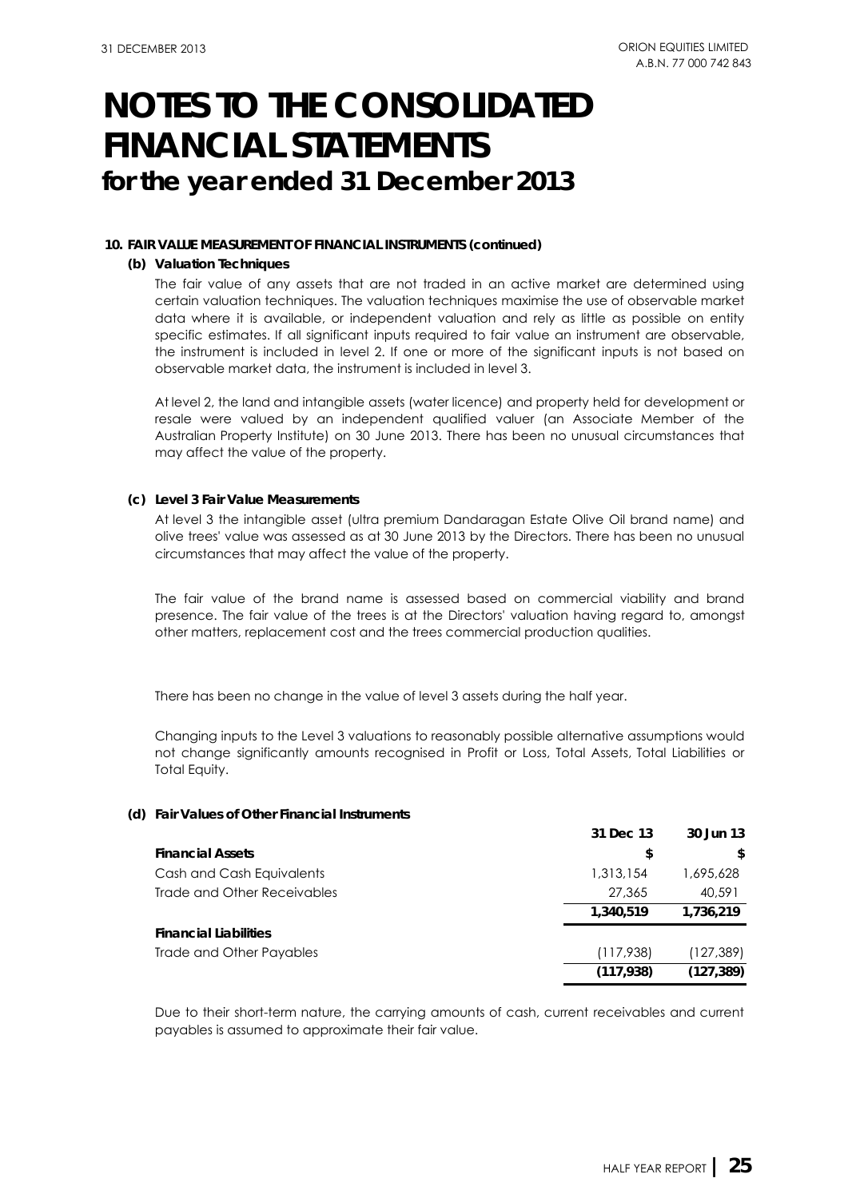# NOTES TO THE CONSOLIDATED FINANCIAL STATEMENTS

## for the year ended 31 December 2013

**10. FAIR VALUE MEASUREMENT OF FINANCIAL INSTRUMENTS (continued)**

**(b) Valuation Techniques**

The fair value of any assets that are not traded in an active market are determined using certain valuation techniques. The valuation techniques maximise the use of observable market data where it is available, or independent valuation and rely as little as possible on entity specific estimates. If all significant inputs required to fair value an instrument are observable, the instrument is included in level 2. If one or more of the significant inputs is not based on observable market data, the instrument is included in level 3.

At level 2, the land and intangible assets (water licence) and property held for development or resale were valued by an independent qualified valuer (an Associate Member of the Australian Property Institute) on 30 June 2013. There has been no unusual circumstances that may affect the value of the property.

**(c) Level 3 Fair Value Measurements**

At level 3 the intangible asset (ultra premium Dandaragan Estate Olive Oil brand name) and olive trees' value was assessed as at 30 June 2013 by the Directors. There has been no unusual circumstances that may affect the value of the property.

The fair value of the brand name is assessed based on commercial viability and brand presence. The fair value of the trees is at the Directors' valuation having regard to, amongst other matters, replacement cost and the trees commercial production qualities.

There has been no change in the value of level 3 assets during the half year.

Changing inputs to the Level 3 valuations to reasonably possible alternative assumptions would not change significantly amounts recognised in Profit or Loss, Total Assets, Total Liabilities or Total Equity.

**(d) Fair Values of Other Financial Instruments**

| | 31 Dec 13 | 30 Jun 13 |
|---|---|---|
| **Financial Assets** | **$** | **$** |
| Cash and Cash Equivalents | 1,313,154 | 1,695,628 |
| Trade and Other Receivables | 27,365 | 40,591 |
| | **1,340,519** | **1,736,219** |
| **Financial Liabilities** | | |
| Trade and Other Payables | (117,938) | (127,389) |
| | **(117,938)** | **(127,389)** |

Due to their short-term nature, the carrying amounts of cash, current receivables and current payables is assumed to approximate their fair value.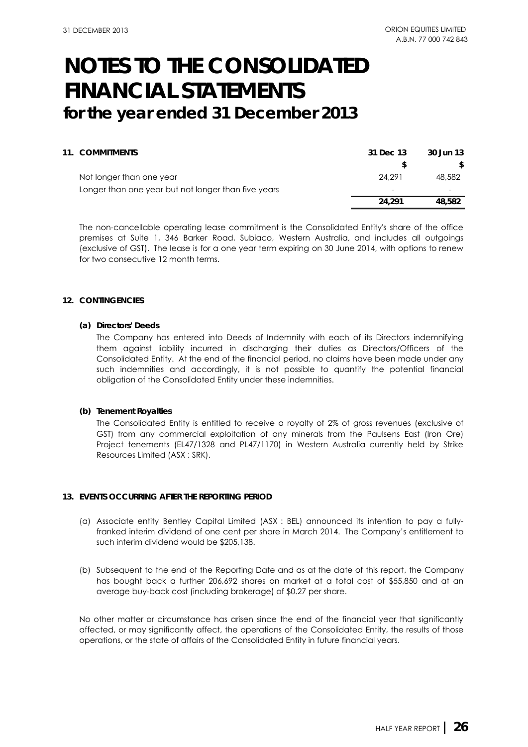# NOTES TO THE CONSOLIDATED FINANCIAL STATEMENTS
## for the year ended 31 December 2013

### 11. COMMITMENTS

| | 31 Dec 13 | 30 Jun 13 |
|---|---|---|
| | $ | $ |
| Not longer than one year | 24,291 | 48,582 |
| Longer than one year but not longer than five years | - | - |
| | **24,291** | **48,582** |

The non-cancellable operating lease commitment is the Consolidated Entity's share of the office premises at Suite 1, 346 Barker Road, Subiaco, Western Australia, and includes all outgoings (exclusive of GST). The lease is for a one year term expiring on 30 June 2014, with options to renew for two consecutive 12 month terms.

### 12. CONTINGENCIES

**(a) Directors' Deeds**

The Company has entered into Deeds of Indemnity with each of its Directors indemnifying them against liability incurred in discharging their duties as Directors/Officers of the Consolidated Entity. At the end of the financial period, no claims have been made under any such indemnities and accordingly, it is not possible to quantify the potential financial obligation of the Consolidated Entity under these indemnities.

**(b) Tenement Royalties**

The Consolidated Entity is entitled to receive a royalty of 2% of gross revenues (exclusive of GST) from any commercial exploitation of any minerals from the Paulsens East (Iron Ore) Project tenements (EL47/1328 and PL47/1170) in Western Australia currently held by Strike Resources Limited (ASX : SRK).

### 13. EVENTS OCCURRING AFTER THE REPORTING PERIOD

(a) Associate entity Bentley Capital Limited (ASX : BEL) announced its intention to pay a fully-franked interim dividend of one cent per share in March 2014. The Company's entitlement to such interim dividend would be $205,138.

(b) Subsequent to the end of the Reporting Date and as at the date of this report, the Company has bought back a further 206,692 shares on market at a total cost of $55,850 and at an average buy-back cost (including brokerage) of $0.27 per share.

No other matter or circumstance has arisen since the end of the financial year that significantly affected, or may significantly affect, the operations of the Consolidated Entity, the results of those operations, or the state of affairs of the Consolidated Entity in future financial years.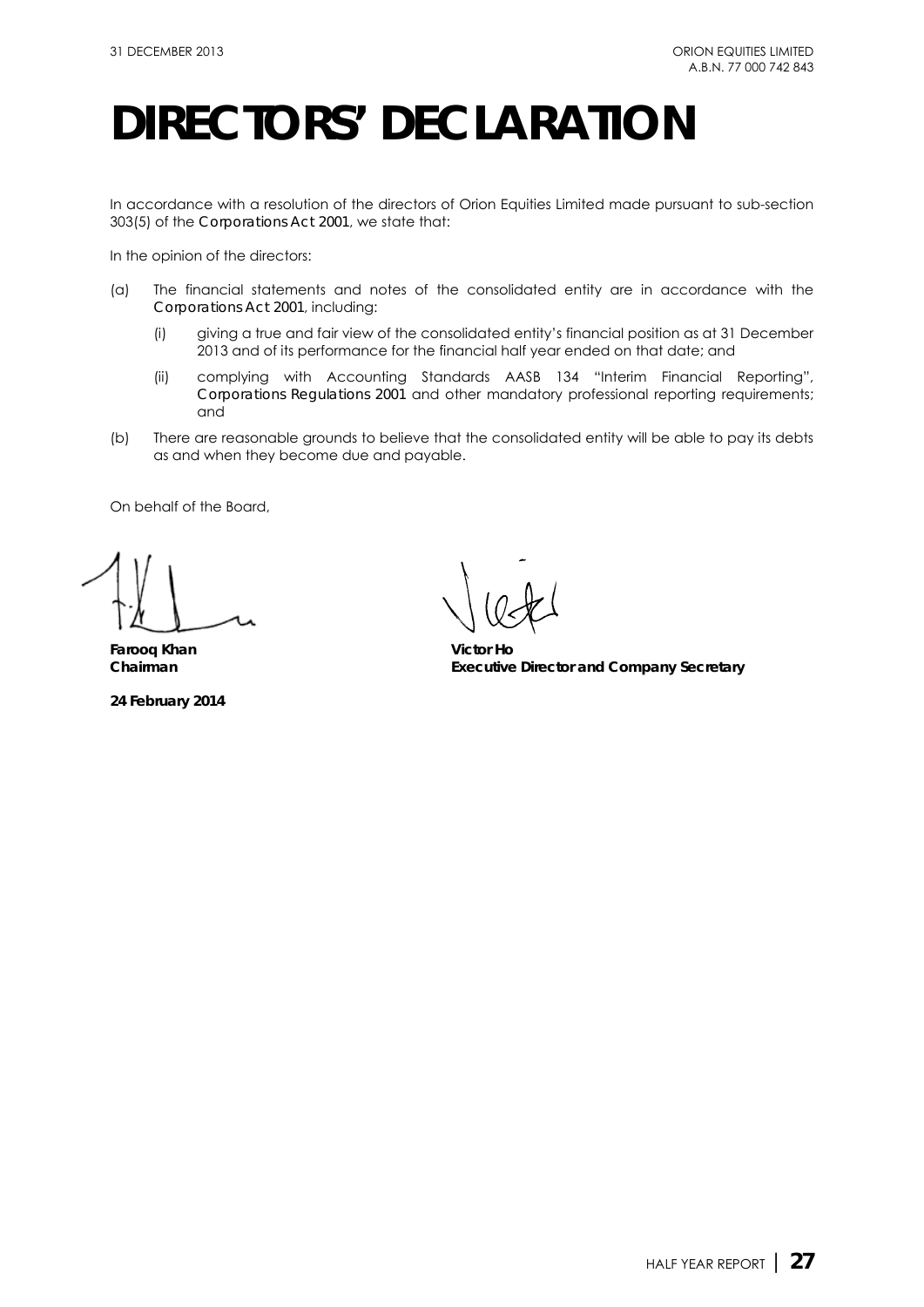# DIRECTORS' DECLARATION

In accordance with a resolution of the directors of Orion Equities Limited made pursuant to sub-section 303(5) of the *Corporations Act 2001*, we state that:

In the opinion of the directors:

(a) The financial statements and notes of the consolidated entity are in accordance with the *Corporations Act 2001*, including:

  (i) giving a true and fair view of the consolidated entity's financial position as at 31 December 2013 and of its performance for the financial half year ended on that date; and

  (ii) complying with Accounting Standards AASB 134 "Interim Financial Reporting", *Corporations Regulations 2001* and other mandatory professional reporting requirements; and

(b) There are reasonable grounds to believe that the consolidated entity will be able to pay its debts as and when they become due and payable.

On behalf of the Board,

**Farooq Khan**
**Chairman**

**24 February 2014**

**Victor Ho**
**Executive Director and Company Secretary**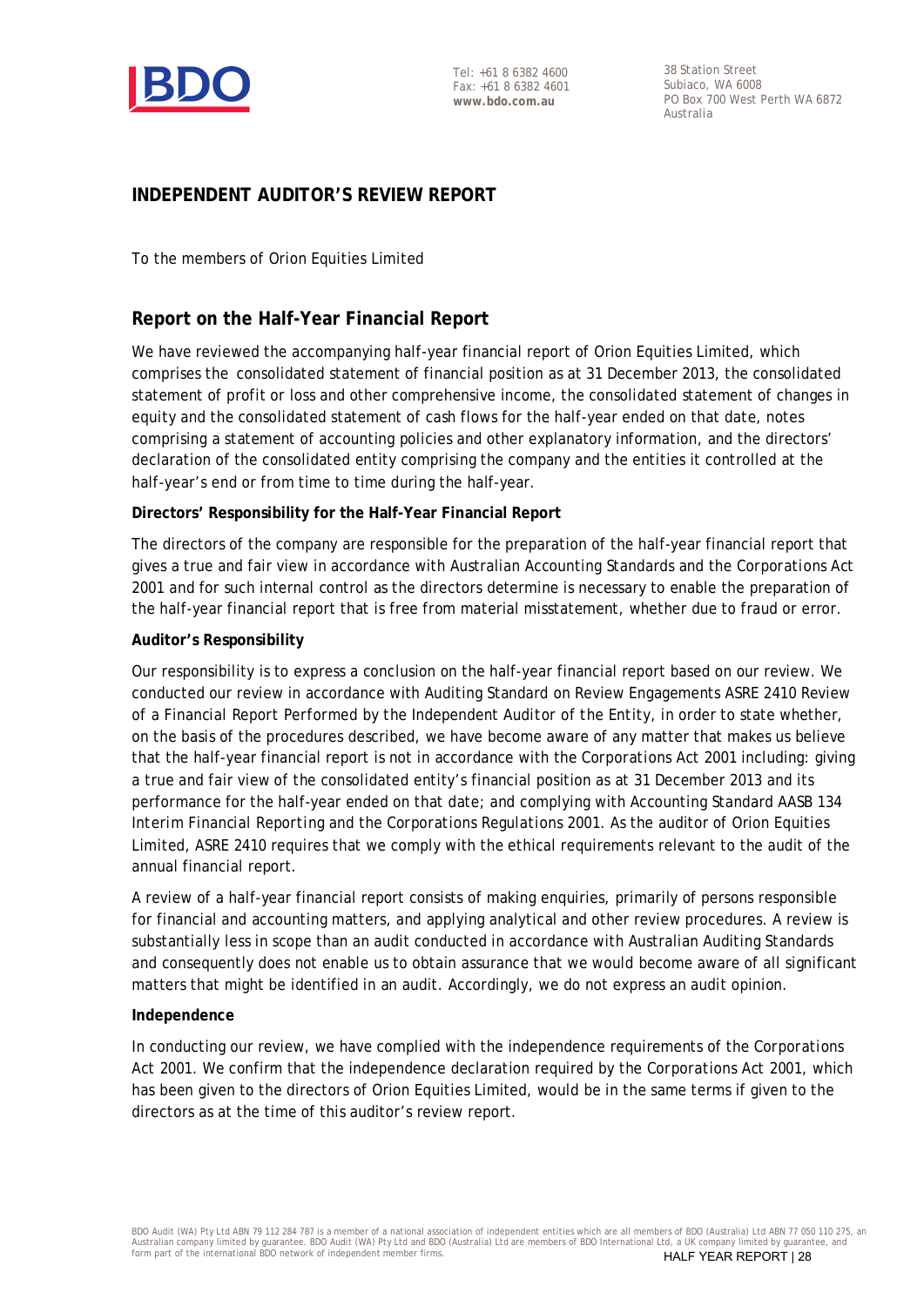Tel: +61 8 6382 4600
Fax: +61 8 6382 4601
**www.bdo.com.au**

38 Station Street
Subiaco, WA 6008
PO Box 700 West Perth WA 6872
Australia

# INDEPENDENT AUDITOR'S REVIEW REPORT

To the members of Orion Equities Limited

## Report on the Half-Year Financial Report

We have reviewed the accompanying half-year financial report of Orion Equities Limited, which comprises the consolidated statement of financial position as at 31 December 2013, the consolidated statement of profit or loss and other comprehensive income, the consolidated statement of changes in equity and the consolidated statement of cash flows for the half-year ended on that date, notes comprising a statement of accounting policies and other explanatory information, and the directors' declaration of the consolidated entity comprising the company and the entities it controlled at the half-year's end or from time to time during the half-year.

**Directors' Responsibility for the Half-Year Financial Report**

The directors of the company are responsible for the preparation of the half-year financial report that gives a true and fair view in accordance with Australian Accounting Standards and the *Corporations Act 2001* and for such internal control as the directors determine is necessary to enable the preparation of the half-year financial report that is free from material misstatement, whether due to fraud or error.

**Auditor's Responsibility**

Our responsibility is to express a conclusion on the half-year financial report based on our review. We conducted our review in accordance with Auditing Standard on Review Engagements ASRE 2410 *Review of a Financial Report Performed by the Independent Auditor of the Entity*, in order to state whether, on the basis of the procedures described, we have become aware of any matter that makes us believe that the half-year financial report is not in accordance with the *Corporations Act 2001* including: giving a true and fair view of the consolidated entity's financial position as at 31 December 2013 and its performance for the half-year ended on that date; and complying with Accounting Standard AASB 134 *Interim Financial Reporting* and the *Corporations Regulations 2001*. As the auditor of Orion Equities Limited, ASRE 2410 requires that we comply with the ethical requirements relevant to the audit of the annual financial report.

A review of a half-year financial report consists of making enquiries, primarily of persons responsible for financial and accounting matters, and applying analytical and other review procedures. A review is substantially less in scope than an audit conducted in accordance with Australian Auditing Standards and consequently does not enable us to obtain assurance that we would become aware of all significant matters that might be identified in an audit. Accordingly, we do not express an audit opinion.

**Independence**

In conducting our review, we have complied with the independence requirements of the *Corporations Act 2001*. We confirm that the independence declaration required by the *Corporations Act 2001*, which has been given to the directors of Orion Equities Limited, would be in the same terms if given to the directors as at the time of this auditor's review report.

BDO Audit (WA) Pty Ltd ABN 79 112 284 787 is a member of a national association of independent entities which are all members of BDO (Australia) Ltd ABN 77 050 110 275, an Australian company limited by guarantee. BDO Audit (WA) Pty Ltd and BDO (Australia) Ltd are members of BDO International Ltd, a UK company limited by guarantee, and form part of the international BDO network of independent member firms.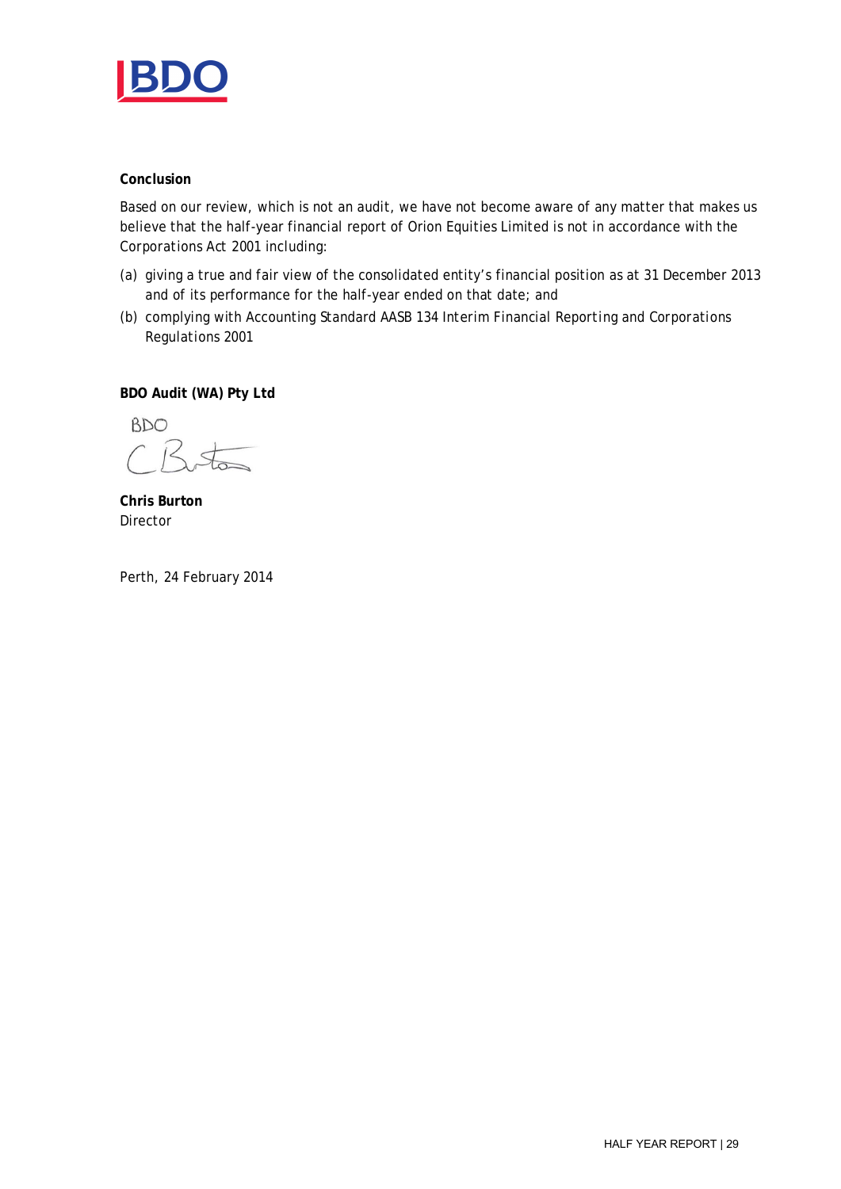**Conclusion**

Based on our review, which is not an audit, we have not become aware of any matter that makes us believe that the half-year financial report of Orion Equities Limited is not in accordance with the Corporations Act 2001 including:

(a) giving a true and fair view of the consolidated entity's financial position as at 31 December 2013 and of its performance for the half-year ended on that date; and

(b) complying with Accounting Standard AASB 134 *Interim Financial Reporting* and *Corporations Regulations 2001*

**BDO Audit (WA) Pty Ltd**

BDO

**Chris Burton**
Director

Perth, 24 February 2014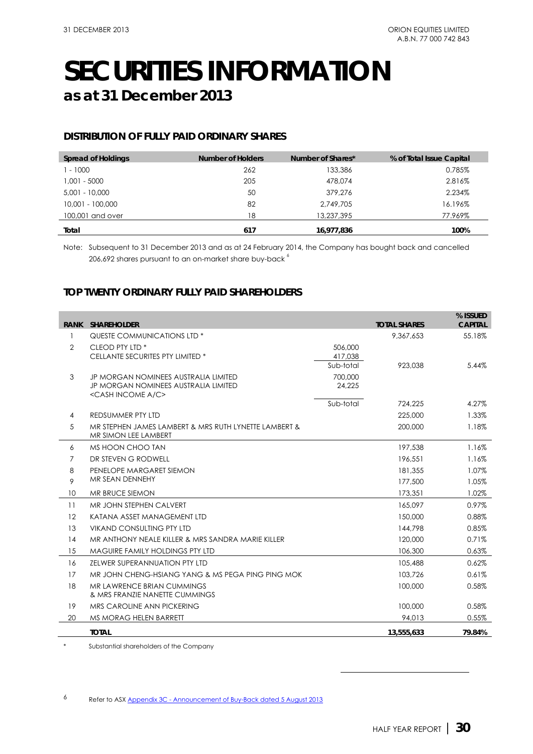# SECURITIES INFORMATION

## as at 31 December 2013

### DISTRIBUTION OF FULLY PAID ORDINARY SHARES

| Spread of Holdings | Number of Holders | Number of Shares* | % of Total Issue Capital |
|---|---|---|---|
| 1 - 1000 | 262 | 133,386 | 0.785% |
| 1,001 - 5000 | 205 | 478,074 | 2.816% |
| 5,001 - 10,000 | 50 | 379,276 | 2.234% |
| 10,001 - 100,000 | 82 | 2,749,705 | 16.196% |
| 100,001 and over | 18 | 13,237,395 | 77.969% |
| **Total** | **617** | **16,977,836** | **100%** |

Note: Subsequent to 31 December 2013 and as at 24 February 2014, the Company has bought back and cancelled 206,692 shares pursuant to an on-market share buy-back [6]

### TOP TWENTY ORDINARY FULLY PAID SHAREHOLDERS

| RANK | SHAREHOLDER | | TOTAL SHARES | % ISSUED CAPITAL |
|---|---|---|---|---|
| 1 | QUESTE COMMUNICATIONS LTD * | | 9,367,653 | 55.18% |
| 2 | CLEOD PTY LTD * | 506,000 | | |
| | CELLANTE SECURITES PTY LIMITED * | 417,038 | | |
| | | Sub-total | 923,038 | 5.44% |
| 3 | JP MORGAN NOMINEES AUSTRALIA LIMITED | 700,000 | | |
| | JP MORGAN NOMINEES AUSTRALIA LIMITED <CASH INCOME A/C> | 24,225 | | |
| | | Sub-total | 724,225 | 4.27% |
| 4 | REDSUMMER PTY LTD | | 225,000 | 1.33% |
| 5 | MR STEPHEN JAMES LAMBERT & MRS RUTH LYNETTE LAMBERT & MR SIMON LEE LAMBERT | | 200,000 | 1.18% |
| 6 | MS HOON CHOO TAN | | 197,538 | 1.16% |
| 7 | DR STEVEN G RODWELL | | 196,551 | 1.16% |
| 8 | PENELOPE MARGARET SIEMON | | 181,355 | 1.07% |
| 9 | MR SEAN DENNEHY | | 177,500 | 1.05% |
| 10 | MR BRUCE SIEMON | | 173,351 | 1.02% |
| 11 | MR JOHN STEPHEN CALVERT | | 165,097 | 0.97% |
| 12 | KATANA ASSET MANAGEMENT LTD | | 150,000 | 0.88% |
| 13 | VIKAND CONSULTING PTY LTD | | 144,798 | 0.85% |
| 14 | MR ANTHONY NEALE KILLER & MRS SANDRA MARIE KILLER | | 120,000 | 0.71% |
| 15 | MAGUIRE FAMILY HOLDINGS PTY LTD | | 106,300 | 0.63% |
| 16 | ZELWER SUPERANNUATION PTY LTD | | 105,488 | 0.62% |
| 17 | MR JOHN CHENG-HSIANG YANG & MS PEGA PING PING MOK | | 103,726 | 0.61% |
| 18 | MR LAWRENCE BRIAN CUMMINGS & MRS FRANZIE NANETTE CUMMINGS | | 100,000 | 0.58% |
| 19 | MRS CAROLINE ANN PICKERING | | 100,000 | 0.58% |
| 20 | MS MORAG HELEN BARRETT | | 94,013 | 0.55% |
| | **TOTAL** | | **13,555,633** | **79.84%** |

\* Substantial shareholders of the Company

[6] Refer to ASX Appendix 3C - Announcement of Buy-Back dated 5 August 2013